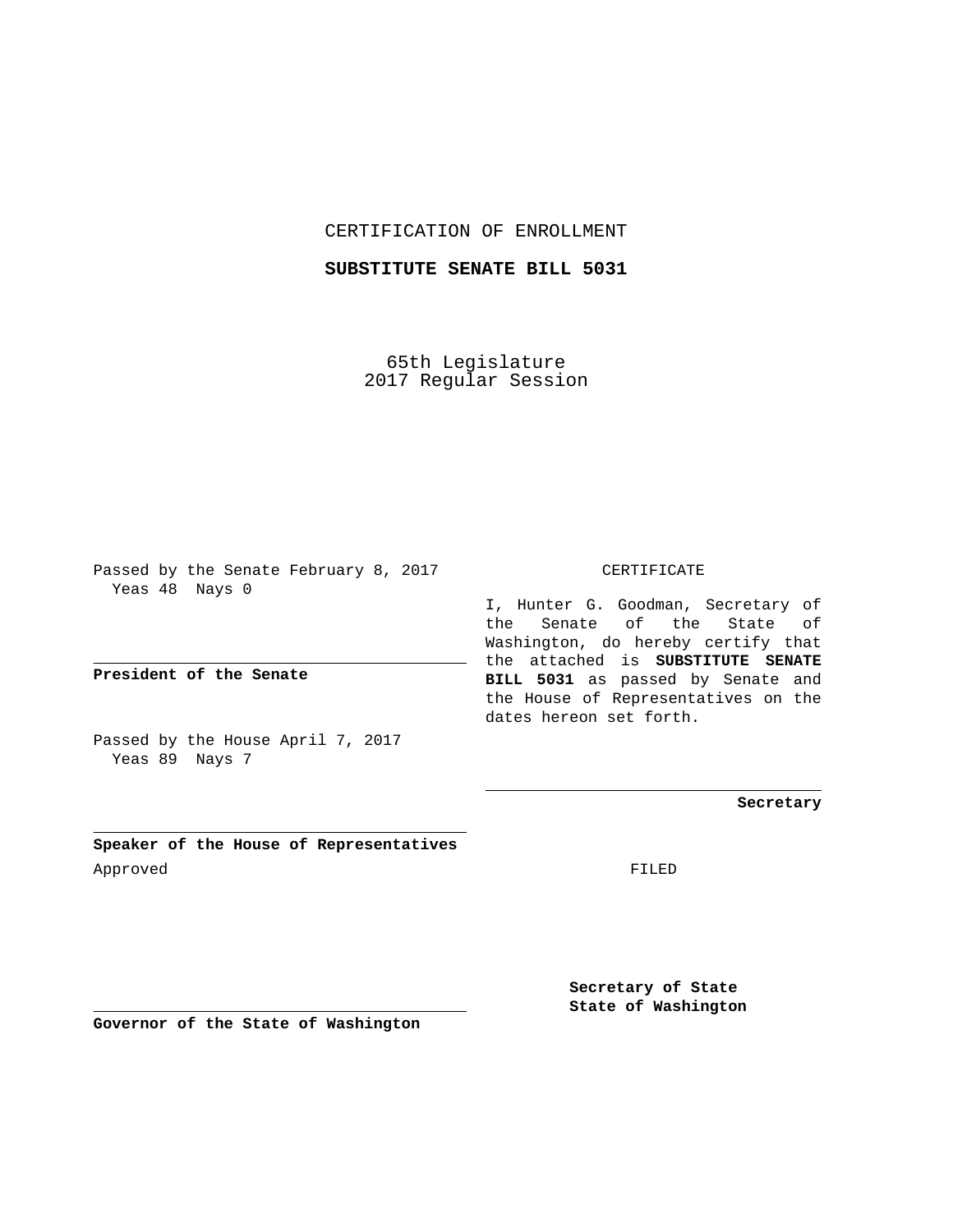CERTIFICATION OF ENROLLMENT

**SUBSTITUTE SENATE BILL 5031**

65th Legislature
2017 Regular Session

Passed by the Senate February 8, 2017
Yeas 48 Nays 0

**President of the Senate**

Passed by the House April 7, 2017
Yeas 89 Nays 7

**Speaker of the House of Representatives**

Approved

**Governor of the State of Washington**

CERTIFICATE

I, Hunter G. Goodman, Secretary of the Senate of the State of Washington, do hereby certify that the attached is **SUBSTITUTE SENATE BILL 5031** as passed by Senate and the House of Representatives on the dates hereon set forth.

**Secretary**

FILED

**Secretary of State**
**State of Washington**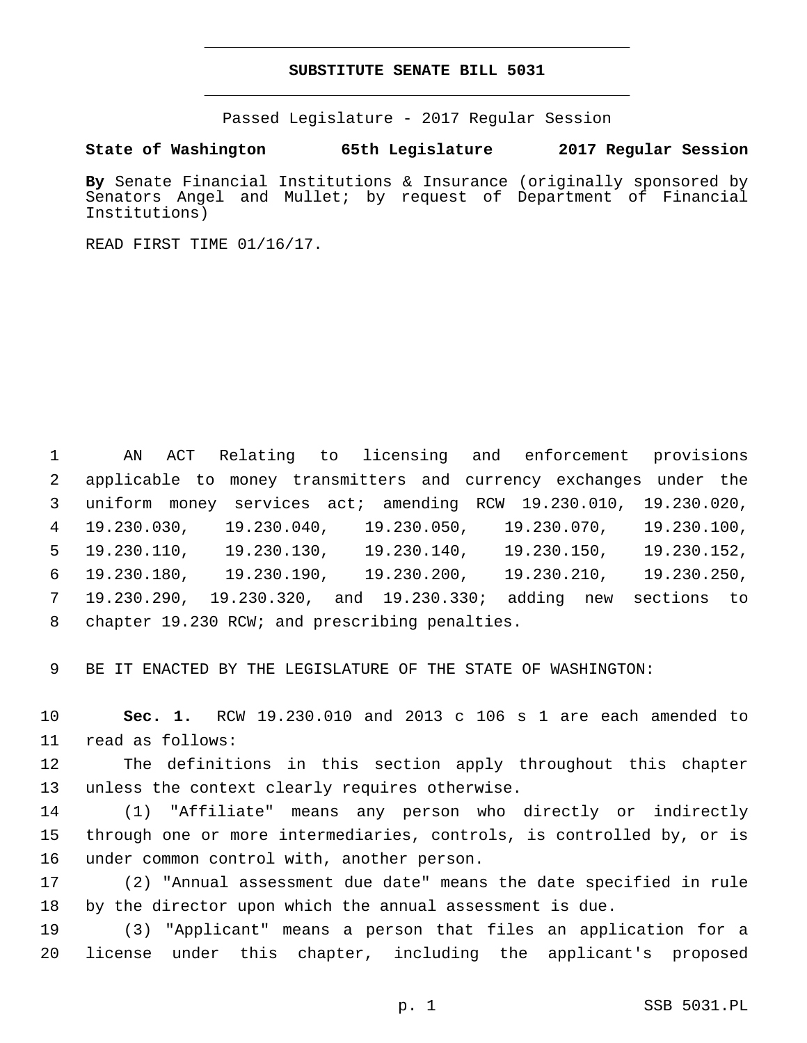**SUBSTITUTE SENATE BILL 5031**

Passed Legislature - 2017 Regular Session

**State of Washington 65th Legislature 2017 Regular Session**

**By** Senate Financial Institutions & Insurance (originally sponsored by Senators Angel and Mullet; by request of Department of Financial Institutions)

READ FIRST TIME 01/16/17.

1 AN ACT Relating to licensing and enforcement provisions
2 applicable to money transmitters and currency exchanges under the
3 uniform money services act; amending RCW 19.230.010, 19.230.020,
4 19.230.030, 19.230.040, 19.230.050, 19.230.070, 19.230.100,
5 19.230.110, 19.230.130, 19.230.140, 19.230.150, 19.230.152,
6 19.230.180, 19.230.190, 19.230.200, 19.230.210, 19.230.250,
7 19.230.290, 19.230.320, and 19.230.330; adding new sections to
8 chapter 19.230 RCW; and prescribing penalties.

9 BE IT ENACTED BY THE LEGISLATURE OF THE STATE OF WASHINGTON:

10 **Sec. 1.** RCW 19.230.010 and 2013 c 106 s 1 are each amended to
11 read as follows:

12 The definitions in this section apply throughout this chapter
13 unless the context clearly requires otherwise.

14 (1) "Affiliate" means any person who directly or indirectly
15 through one or more intermediaries, controls, is controlled by, or is
16 under common control with, another person.

17 (2) "Annual assessment due date" means the date specified in rule
18 by the director upon which the annual assessment is due.

19 (3) "Applicant" means a person that files an application for a
20 license under this chapter, including the applicant's proposed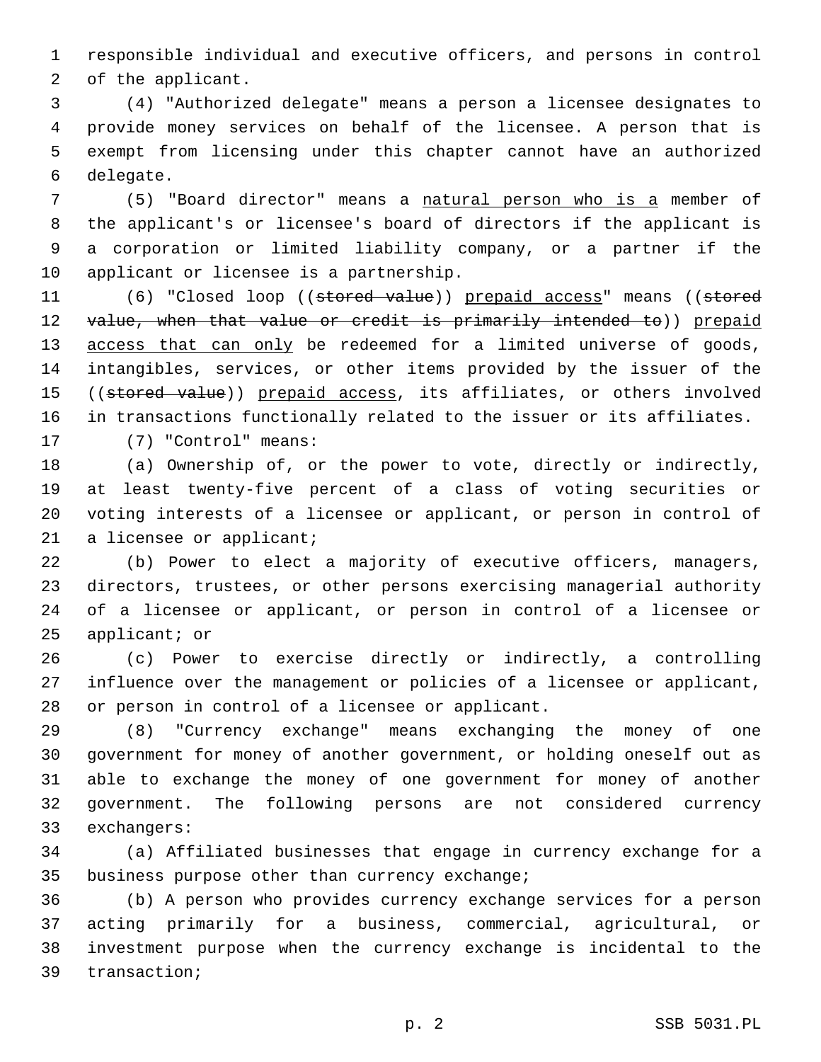responsible individual and executive officers, and persons in control of the applicant.

(4) "Authorized delegate" means a person a licensee designates to provide money services on behalf of the licensee. A person that is exempt from licensing under this chapter cannot have an authorized delegate.

(5) "Board director" means a natural person who is a member of the applicant's or licensee's board of directors if the applicant is a corporation or limited liability company, or a partner if the applicant or licensee is a partnership.

(6) "Closed loop ((~~stored value~~)) prepaid access" means ((~~stored value, when that value or credit is primarily intended to~~)) prepaid access that can only be redeemed for a limited universe of goods, intangibles, services, or other items provided by the issuer of the ((~~stored value~~)) prepaid access, its affiliates, or others involved in transactions functionally related to the issuer or its affiliates.

(7) "Control" means:

(a) Ownership of, or the power to vote, directly or indirectly, at least twenty-five percent of a class of voting securities or voting interests of a licensee or applicant, or person in control of a licensee or applicant;

(b) Power to elect a majority of executive officers, managers, directors, trustees, or other persons exercising managerial authority of a licensee or applicant, or person in control of a licensee or applicant; or

(c) Power to exercise directly or indirectly, a controlling influence over the management or policies of a licensee or applicant, or person in control of a licensee or applicant.

(8) "Currency exchange" means exchanging the money of one government for money of another government, or holding oneself out as able to exchange the money of one government for money of another government. The following persons are not considered currency exchangers:

(a) Affiliated businesses that engage in currency exchange for a business purpose other than currency exchange;

(b) A person who provides currency exchange services for a person acting primarily for a business, commercial, agricultural, or investment purpose when the currency exchange is incidental to the transaction;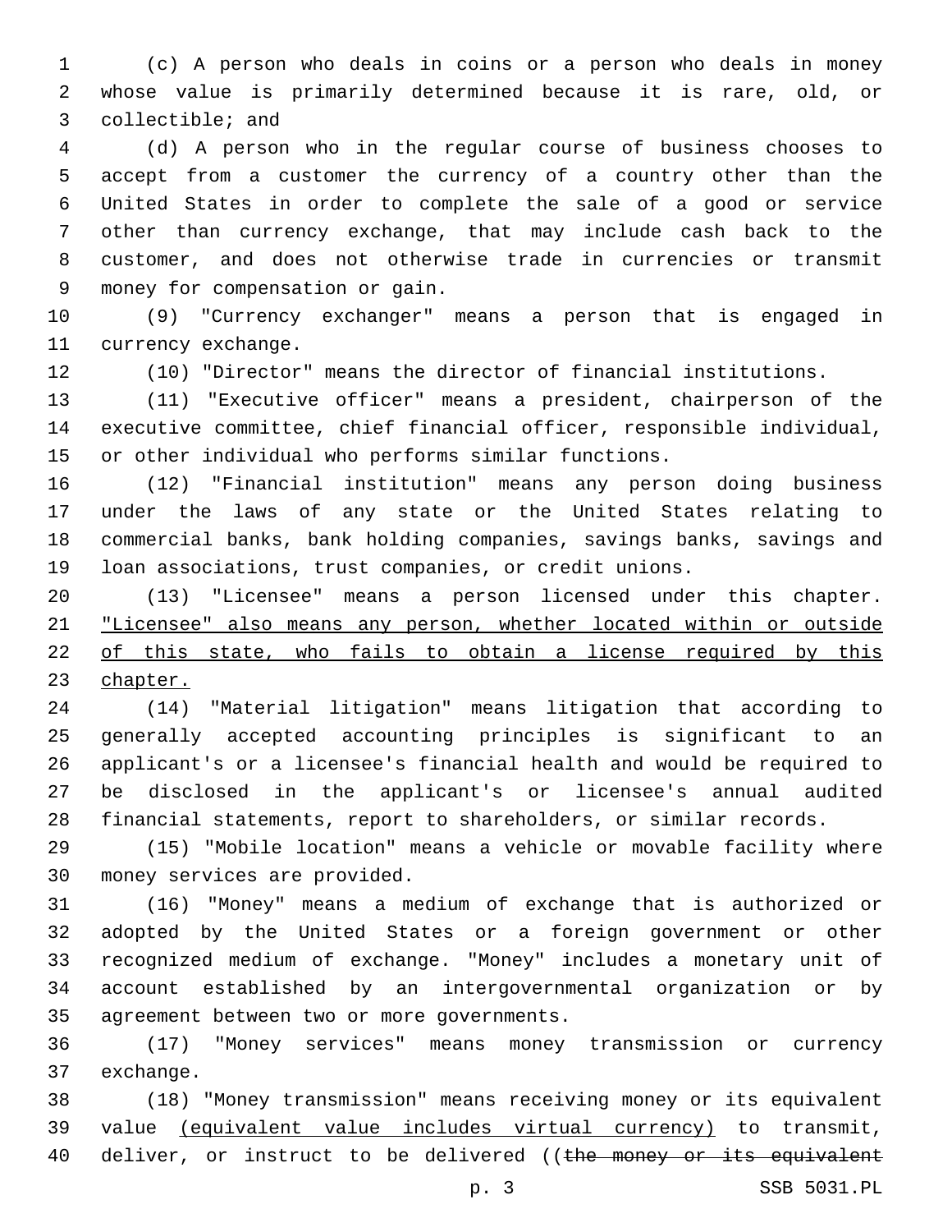(c) A person who deals in coins or a person who deals in money whose value is primarily determined because it is rare, old, or collectible; and

(d) A person who in the regular course of business chooses to accept from a customer the currency of a country other than the United States in order to complete the sale of a good or service other than currency exchange, that may include cash back to the customer, and does not otherwise trade in currencies or transmit money for compensation or gain.

(9) "Currency exchanger" means a person that is engaged in currency exchange.

(10) "Director" means the director of financial institutions.

(11) "Executive officer" means a president, chairperson of the executive committee, chief financial officer, responsible individual, or other individual who performs similar functions.

(12) "Financial institution" means any person doing business under the laws of any state or the United States relating to commercial banks, bank holding companies, savings banks, savings and loan associations, trust companies, or credit unions.

(13) "Licensee" means a person licensed under this chapter. <u>"Licensee" also means any person, whether located within or outside of this state, who fails to obtain a license required by this chapter.</u>

(14) "Material litigation" means litigation that according to generally accepted accounting principles is significant to an applicant's or a licensee's financial health and would be required to be disclosed in the applicant's or licensee's annual audited financial statements, report to shareholders, or similar records.

(15) "Mobile location" means a vehicle or movable facility where money services are provided.

(16) "Money" means a medium of exchange that is authorized or adopted by the United States or a foreign government or other recognized medium of exchange. "Money" includes a monetary unit of account established by an intergovernmental organization or by agreement between two or more governments.

(17) "Money services" means money transmission or currency exchange.

(18) "Money transmission" means receiving money or its equivalent value <u>(equivalent value includes virtual currency)</u> to transmit, deliver, or instruct to be delivered ((~~the money or its equivalent~~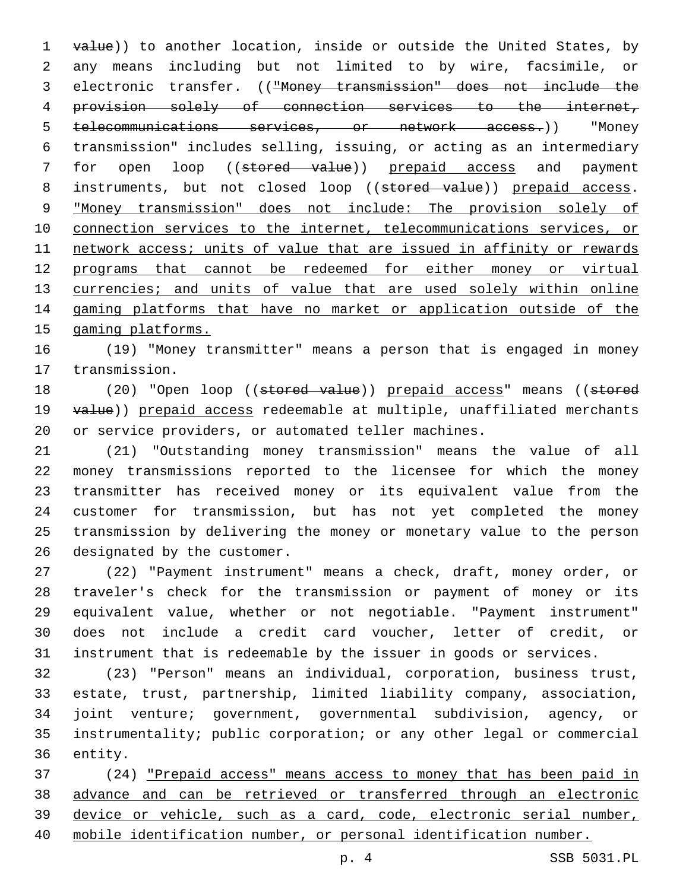value)) to another location, inside or outside the United States, by any means including but not limited to by wire, facsimile, or electronic transfer. (("Money transmission" does not include the provision solely of connection services to the internet, telecommunications services, or network access.)) "Money transmission" includes selling, issuing, or acting as an intermediary for open loop ((stored value)) prepaid access and payment instruments, but not closed loop ((stored value)) prepaid access. "Money transmission" does not include: The provision solely of connection services to the internet, telecommunications services, or network access; units of value that are issued in affinity or rewards programs that cannot be redeemed for either money or virtual currencies; and units of value that are used solely within online gaming platforms that have no market or application outside of the gaming platforms.

(19) "Money transmitter" means a person that is engaged in money transmission.

(20) "Open loop ((stored value)) prepaid access" means ((stored value)) prepaid access redeemable at multiple, unaffiliated merchants or service providers, or automated teller machines.

(21) "Outstanding money transmission" means the value of all money transmissions reported to the licensee for which the money transmitter has received money or its equivalent value from the customer for transmission, but has not yet completed the money transmission by delivering the money or monetary value to the person designated by the customer.

(22) "Payment instrument" means a check, draft, money order, or traveler's check for the transmission or payment of money or its equivalent value, whether or not negotiable. "Payment instrument" does not include a credit card voucher, letter of credit, or instrument that is redeemable by the issuer in goods or services.

(23) "Person" means an individual, corporation, business trust, estate, trust, partnership, limited liability company, association, joint venture; government, governmental subdivision, agency, or instrumentality; public corporation; or any other legal or commercial entity.

(24) "Prepaid access" means access to money that has been paid in advance and can be retrieved or transferred through an electronic device or vehicle, such as a card, code, electronic serial number, mobile identification number, or personal identification number.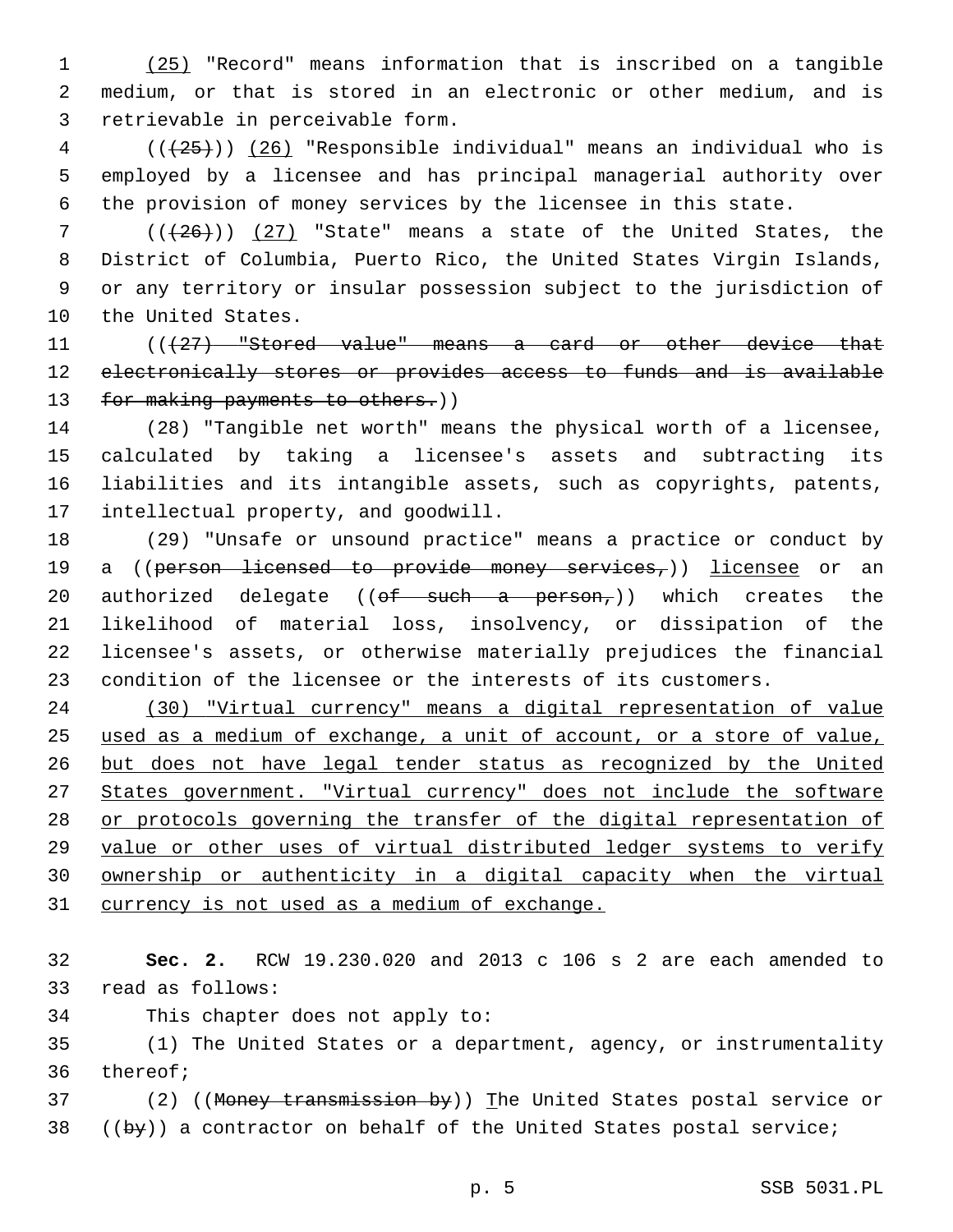(25) "Record" means information that is inscribed on a tangible medium, or that is stored in an electronic or other medium, and is retrievable in perceivable form.

(((25))) (26) "Responsible individual" means an individual who is employed by a licensee and has principal managerial authority over the provision of money services by the licensee in this state.

(((26))) (27) "State" means a state of the United States, the District of Columbia, Puerto Rico, the United States Virgin Islands, or any territory or insular possession subject to the jurisdiction of the United States.

(((27) "Stored value" means a card or other device that electronically stores or provides access to funds and is available for making payments to others.))

(28) "Tangible net worth" means the physical worth of a licensee, calculated by taking a licensee's assets and subtracting its liabilities and its intangible assets, such as copyrights, patents, intellectual property, and goodwill.

(29) "Unsafe or unsound practice" means a practice or conduct by a ((person licensed to provide money services,)) licensee or an authorized delegate ((of such a person,)) which creates the likelihood of material loss, insolvency, or dissipation of the licensee's assets, or otherwise materially prejudices the financial condition of the licensee or the interests of its customers.

(30) "Virtual currency" means a digital representation of value used as a medium of exchange, a unit of account, or a store of value, but does not have legal tender status as recognized by the United States government. "Virtual currency" does not include the software or protocols governing the transfer of the digital representation of value or other uses of virtual distributed ledger systems to verify ownership or authenticity in a digital capacity when the virtual currency is not used as a medium of exchange.

**Sec. 2.** RCW 19.230.020 and 2013 c 106 s 2 are each amended to read as follows:

This chapter does not apply to:

(1) The United States or a department, agency, or instrumentality thereof;

(2) ((Money transmission by)) The United States postal service or ((by)) a contractor on behalf of the United States postal service;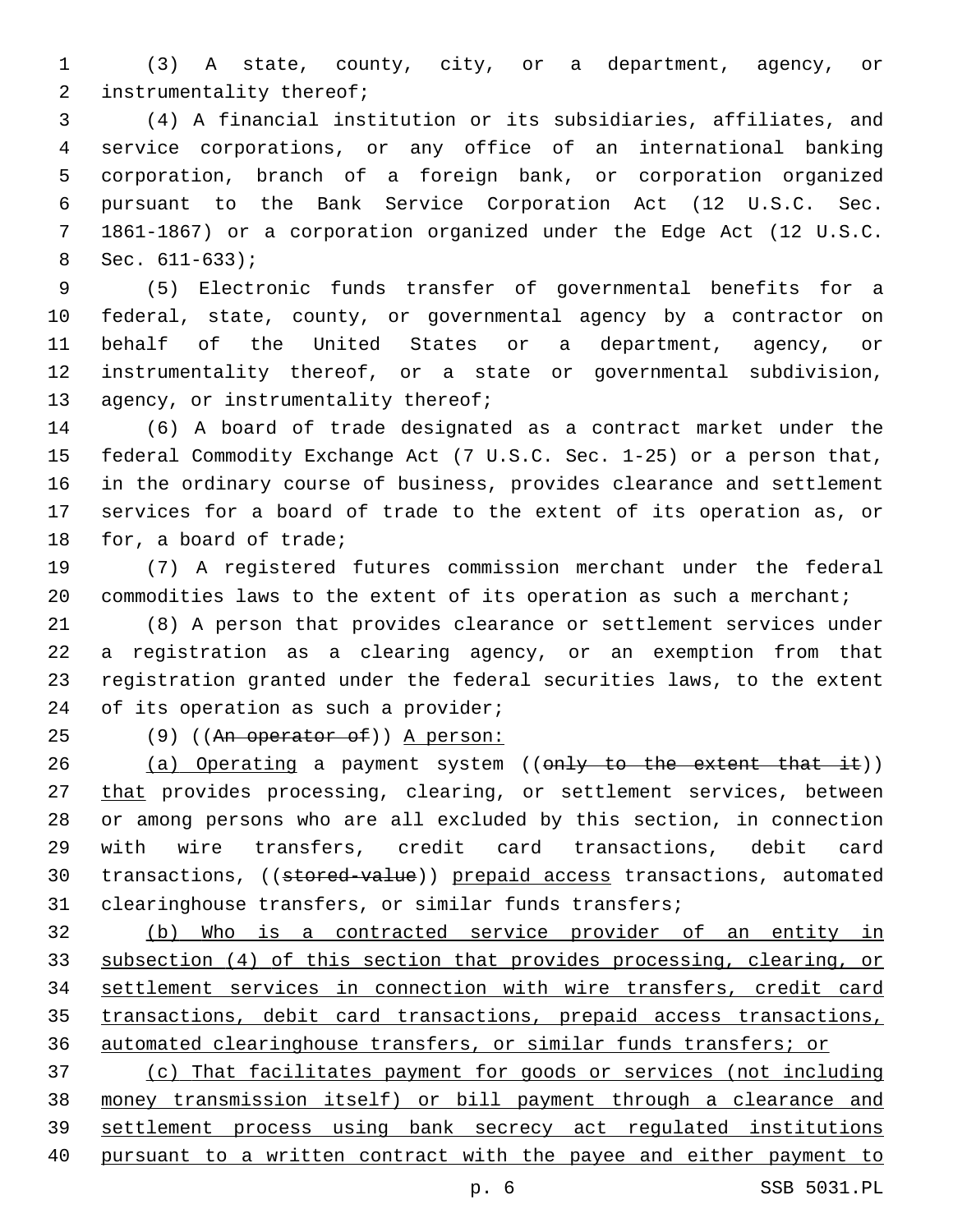(3) A state, county, city, or a department, agency, or instrumentality thereof;

(4) A financial institution or its subsidiaries, affiliates, and service corporations, or any office of an international banking corporation, branch of a foreign bank, or corporation organized pursuant to the Bank Service Corporation Act (12 U.S.C. Sec. 1861-1867) or a corporation organized under the Edge Act (12 U.S.C. Sec. 611-633);

(5) Electronic funds transfer of governmental benefits for a federal, state, county, or governmental agency by a contractor on behalf of the United States or a department, agency, or instrumentality thereof, or a state or governmental subdivision, agency, or instrumentality thereof;

(6) A board of trade designated as a contract market under the federal Commodity Exchange Act (7 U.S.C. Sec. 1-25) or a person that, in the ordinary course of business, provides clearance and settlement services for a board of trade to the extent of its operation as, or for, a board of trade;

(7) A registered futures commission merchant under the federal commodities laws to the extent of its operation as such a merchant;

(8) A person that provides clearance or settlement services under a registration as a clearing agency, or an exemption from that registration granted under the federal securities laws, to the extent of its operation as such a provider;

(9) ((~~An operator of~~)) A person:

(a) Operating a payment system ((~~only to the extent that it~~)) that provides processing, clearing, or settlement services, between or among persons who are all excluded by this section, in connection with wire transfers, credit card transactions, debit card transactions, ((~~stored-value~~)) prepaid access transactions, automated clearinghouse transfers, or similar funds transfers;

(b) Who is a contracted service provider of an entity in subsection (4) of this section that provides processing, clearing, or settlement services in connection with wire transfers, credit card transactions, debit card transactions, prepaid access transactions, automated clearinghouse transfers, or similar funds transfers; or

(c) That facilitates payment for goods or services (not including money transmission itself) or bill payment through a clearance and settlement process using bank secrecy act regulated institutions pursuant to a written contract with the payee and either payment to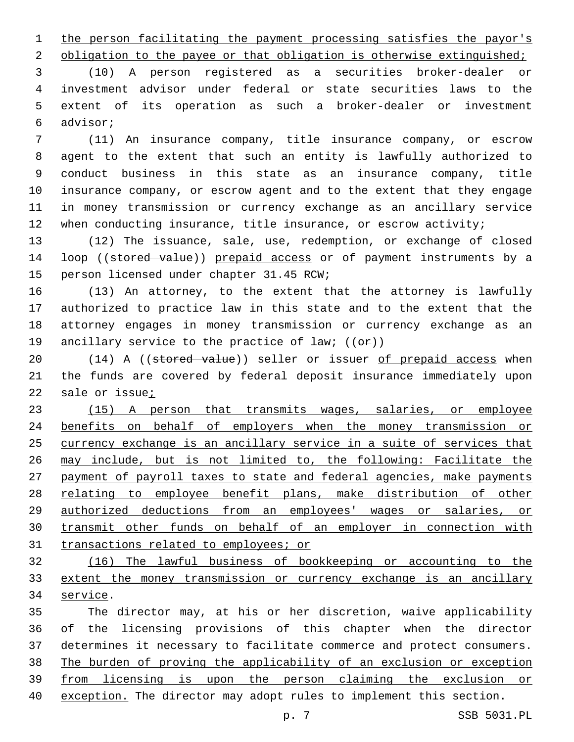the person facilitating the payment processing satisfies the payor's obligation to the payee or that obligation is otherwise extinguished;

(10) A person registered as a securities broker-dealer or investment advisor under federal or state securities laws to the extent of its operation as such a broker-dealer or investment advisor;

(11) An insurance company, title insurance company, or escrow agent to the extent that such an entity is lawfully authorized to conduct business in this state as an insurance company, title insurance company, or escrow agent and to the extent that they engage in money transmission or currency exchange as an ancillary service when conducting insurance, title insurance, or escrow activity;

(12) The issuance, sale, use, redemption, or exchange of closed loop ((~~stored value~~)) prepaid access or of payment instruments by a person licensed under chapter 31.45 RCW;

(13) An attorney, to the extent that the attorney is lawfully authorized to practice law in this state and to the extent that the attorney engages in money transmission or currency exchange as an ancillary service to the practice of law; ((~~or~~))

(14) A ((~~stored value~~)) seller or issuer of prepaid access when the funds are covered by federal deposit insurance immediately upon sale or issue;

(15) A person that transmits wages, salaries, or employee benefits on behalf of employers when the money transmission or currency exchange is an ancillary service in a suite of services that may include, but is not limited to, the following: Facilitate the payment of payroll taxes to state and federal agencies, make payments relating to employee benefit plans, make distribution of other authorized deductions from an employees' wages or salaries, or transmit other funds on behalf of an employer in connection with transactions related to employees; or

(16) The lawful business of bookkeeping or accounting to the extent the money transmission or currency exchange is an ancillary service.

The director may, at his or her discretion, waive applicability of the licensing provisions of this chapter when the director determines it necessary to facilitate commerce and protect consumers. The burden of proving the applicability of an exclusion or exception from licensing is upon the person claiming the exclusion or exception. The director may adopt rules to implement this section.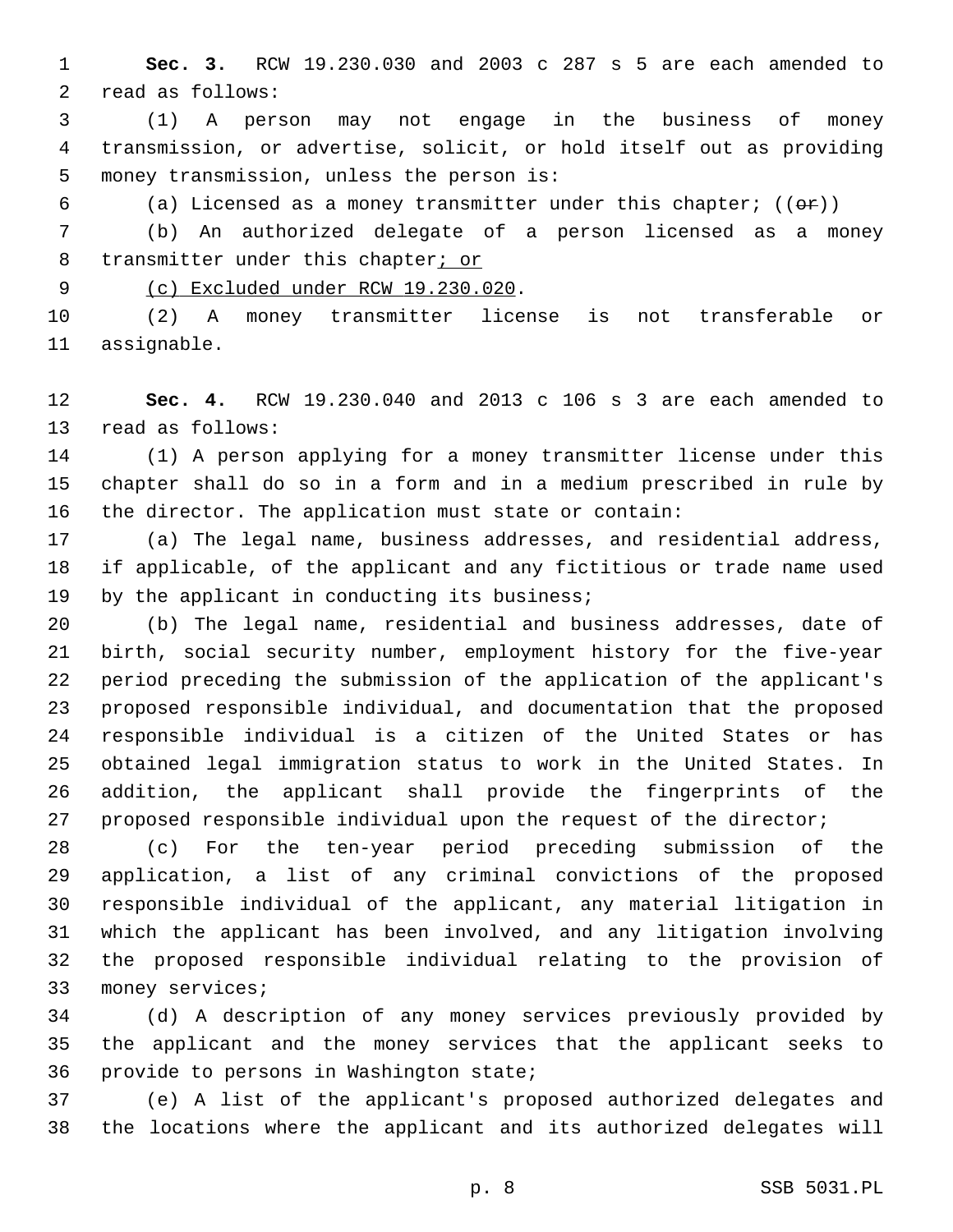**Sec. 3.** RCW 19.230.030 and 2003 c 287 s 5 are each amended to read as follows:

(1) A person may not engage in the business of money transmission, or advertise, solicit, or hold itself out as providing money transmission, unless the person is:

(a) Licensed as a money transmitter under this chapter; ((~~or~~))

(b) An authorized delegate of a person licensed as a money transmitter under this chapter<u>; or</u>

<u>(c) Excluded under RCW 19.230.020</u>.

(2) A money transmitter license is not transferable or assignable.

**Sec. 4.** RCW 19.230.040 and 2013 c 106 s 3 are each amended to read as follows:

(1) A person applying for a money transmitter license under this chapter shall do so in a form and in a medium prescribed in rule by the director. The application must state or contain:

(a) The legal name, business addresses, and residential address, if applicable, of the applicant and any fictitious or trade name used by the applicant in conducting its business;

(b) The legal name, residential and business addresses, date of birth, social security number, employment history for the five-year period preceding the submission of the application of the applicant's proposed responsible individual, and documentation that the proposed responsible individual is a citizen of the United States or has obtained legal immigration status to work in the United States. In addition, the applicant shall provide the fingerprints of the proposed responsible individual upon the request of the director;

(c) For the ten-year period preceding submission of the application, a list of any criminal convictions of the proposed responsible individual of the applicant, any material litigation in which the applicant has been involved, and any litigation involving the proposed responsible individual relating to the provision of money services;

(d) A description of any money services previously provided by the applicant and the money services that the applicant seeks to provide to persons in Washington state;

(e) A list of the applicant's proposed authorized delegates and the locations where the applicant and its authorized delegates will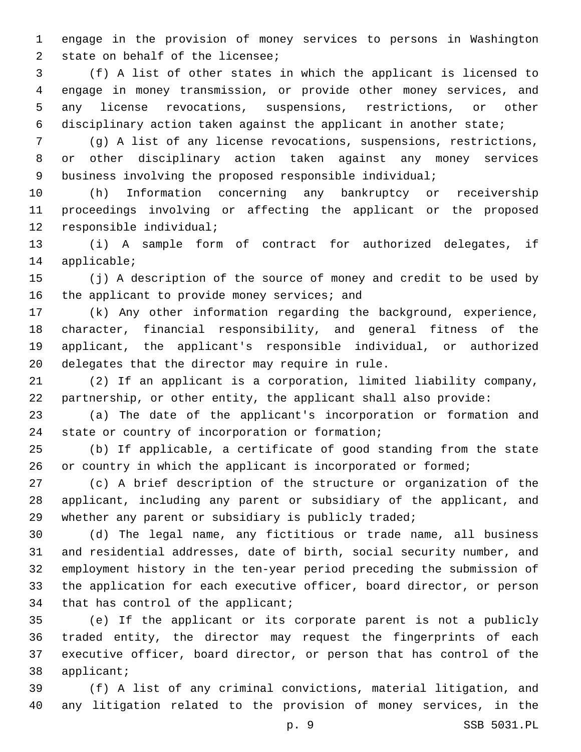engage in the provision of money services to persons in Washington state on behalf of the licensee;

(f) A list of other states in which the applicant is licensed to engage in money transmission, or provide other money services, and any license revocations, suspensions, restrictions, or other disciplinary action taken against the applicant in another state;

(g) A list of any license revocations, suspensions, restrictions, or other disciplinary action taken against any money services business involving the proposed responsible individual;

(h) Information concerning any bankruptcy or receivership proceedings involving or affecting the applicant or the proposed responsible individual;

(i) A sample form of contract for authorized delegates, if applicable;

(j) A description of the source of money and credit to be used by the applicant to provide money services; and

(k) Any other information regarding the background, experience, character, financial responsibility, and general fitness of the applicant, the applicant's responsible individual, or authorized delegates that the director may require in rule.

(2) If an applicant is a corporation, limited liability company, partnership, or other entity, the applicant shall also provide:

(a) The date of the applicant's incorporation or formation and state or country of incorporation or formation;

(b) If applicable, a certificate of good standing from the state or country in which the applicant is incorporated or formed;

(c) A brief description of the structure or organization of the applicant, including any parent or subsidiary of the applicant, and whether any parent or subsidiary is publicly traded;

(d) The legal name, any fictitious or trade name, all business and residential addresses, date of birth, social security number, and employment history in the ten-year period preceding the submission of the application for each executive officer, board director, or person that has control of the applicant;

(e) If the applicant or its corporate parent is not a publicly traded entity, the director may request the fingerprints of each executive officer, board director, or person that has control of the applicant;

(f) A list of any criminal convictions, material litigation, and any litigation related to the provision of money services, in the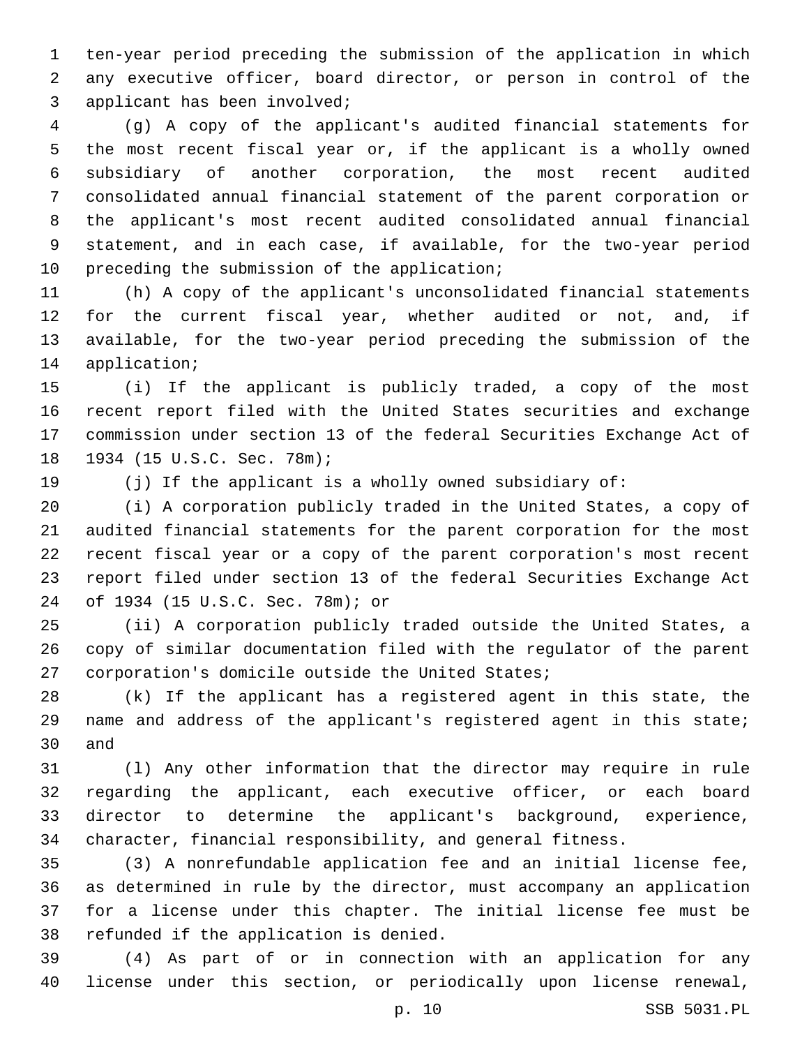ten-year period preceding the submission of the application in which any executive officer, board director, or person in control of the applicant has been involved;

(g) A copy of the applicant's audited financial statements for the most recent fiscal year or, if the applicant is a wholly owned subsidiary of another corporation, the most recent audited consolidated annual financial statement of the parent corporation or the applicant's most recent audited consolidated annual financial statement, and in each case, if available, for the two-year period preceding the submission of the application;

(h) A copy of the applicant's unconsolidated financial statements for the current fiscal year, whether audited or not, and, if available, for the two-year period preceding the submission of the application;

(i) If the applicant is publicly traded, a copy of the most recent report filed with the United States securities and exchange commission under section 13 of the federal Securities Exchange Act of 1934 (15 U.S.C. Sec. 78m);

(j) If the applicant is a wholly owned subsidiary of:

(i) A corporation publicly traded in the United States, a copy of audited financial statements for the parent corporation for the most recent fiscal year or a copy of the parent corporation's most recent report filed under section 13 of the federal Securities Exchange Act of 1934 (15 U.S.C. Sec. 78m); or

(ii) A corporation publicly traded outside the United States, a copy of similar documentation filed with the regulator of the parent corporation's domicile outside the United States;

(k) If the applicant has a registered agent in this state, the name and address of the applicant's registered agent in this state; and

(l) Any other information that the director may require in rule regarding the applicant, each executive officer, or each board director to determine the applicant's background, experience, character, financial responsibility, and general fitness.

(3) A nonrefundable application fee and an initial license fee, as determined in rule by the director, must accompany an application for a license under this chapter. The initial license fee must be refunded if the application is denied.

(4) As part of or in connection with an application for any license under this section, or periodically upon license renewal,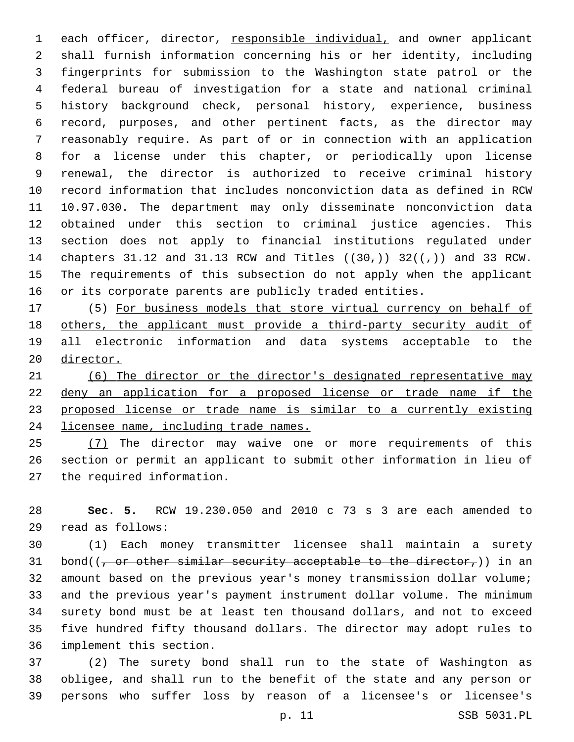each officer, director, <u>responsible individual,</u> and owner applicant shall furnish information concerning his or her identity, including fingerprints for submission to the Washington state patrol or the federal bureau of investigation for a state and national criminal history background check, personal history, experience, business record, purposes, and other pertinent facts, as the director may reasonably require. As part of or in connection with an application for a license under this chapter, or periodically upon license renewal, the director is authorized to receive criminal history record information that includes nonconviction data as defined in RCW 10.97.030. The department may only disseminate nonconviction data obtained under this section to criminal justice agencies. This section does not apply to financial institutions regulated under chapters 31.12 and 31.13 RCW and Titles ((~~30,~~)) 32((~~,~~)) and 33 RCW. The requirements of this subsection do not apply when the applicant or its corporate parents are publicly traded entities.

(5) <u>For business models that store virtual currency on behalf of others, the applicant must provide a third-party security audit of all electronic information and data systems acceptable to the director.</u>

<u>(6) The director or the director's designated representative may deny an application for a proposed license or trade name if the proposed license or trade name is similar to a currently existing licensee name, including trade names.</u>

<u>(7)</u> The director may waive one or more requirements of this section or permit an applicant to submit other information in lieu of the required information.

**Sec. 5.** RCW 19.230.050 and 2010 c 73 s 3 are each amended to read as follows:

(1) Each money transmitter licensee shall maintain a surety bond((~~, or other similar security acceptable to the director,~~)) in an amount based on the previous year's money transmission dollar volume; and the previous year's payment instrument dollar volume. The minimum surety bond must be at least ten thousand dollars, and not to exceed five hundred fifty thousand dollars. The director may adopt rules to implement this section.

(2) The surety bond shall run to the state of Washington as obligee, and shall run to the benefit of the state and any person or persons who suffer loss by reason of a licensee's or licensee's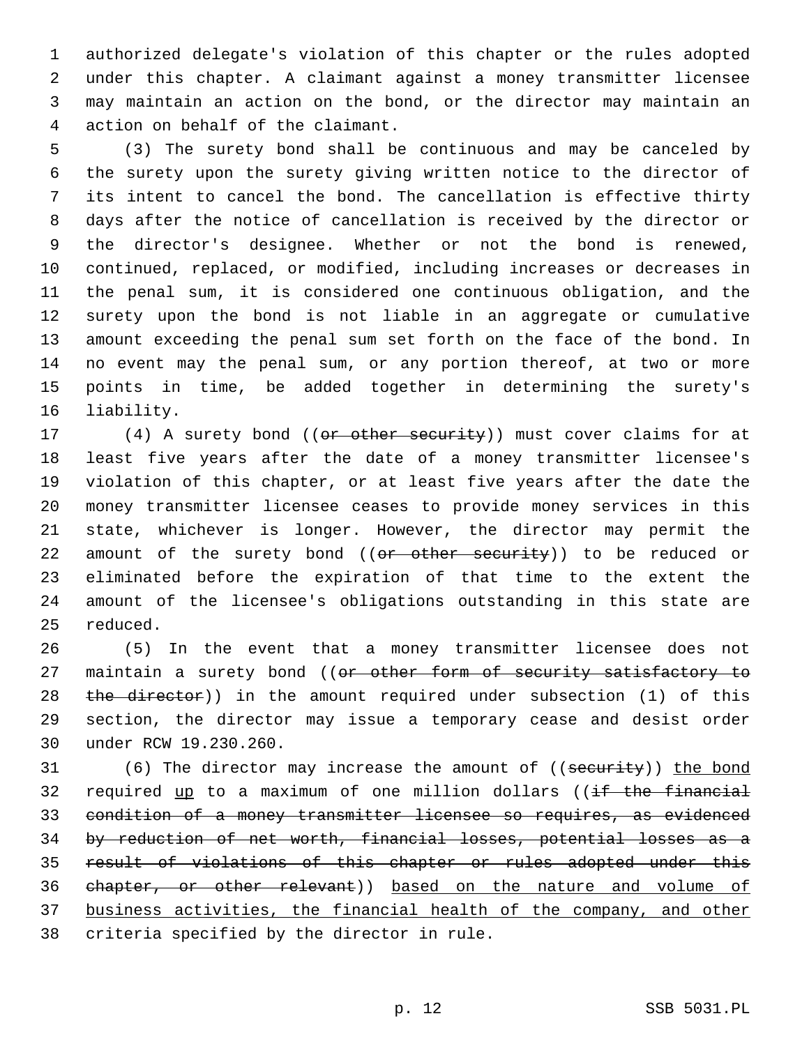authorized delegate's violation of this chapter or the rules adopted under this chapter. A claimant against a money transmitter licensee may maintain an action on the bond, or the director may maintain an action on behalf of the claimant.

(3) The surety bond shall be continuous and may be canceled by the surety upon the surety giving written notice to the director of its intent to cancel the bond. The cancellation is effective thirty days after the notice of cancellation is received by the director or the director's designee. Whether or not the bond is renewed, continued, replaced, or modified, including increases or decreases in the penal sum, it is considered one continuous obligation, and the surety upon the bond is not liable in an aggregate or cumulative amount exceeding the penal sum set forth on the face of the bond. In no event may the penal sum, or any portion thereof, at two or more points in time, be added together in determining the surety's liability.

(4) A surety bond ((~~or other security~~)) must cover claims for at least five years after the date of a money transmitter licensee's violation of this chapter, or at least five years after the date the money transmitter licensee ceases to provide money services in this state, whichever is longer. However, the director may permit the amount of the surety bond ((~~or other security~~)) to be reduced or eliminated before the expiration of that time to the extent the amount of the licensee's obligations outstanding in this state are reduced.

(5) In the event that a money transmitter licensee does not maintain a surety bond ((~~or other form of security satisfactory to the director~~)) in the amount required under subsection (1) of this section, the director may issue a temporary cease and desist order under RCW 19.230.260.

(6) The director may increase the amount of ((~~security~~)) <u>the bond</u> required <u>up</u> to a maximum of one million dollars ((~~if the financial condition of a money transmitter licensee so requires, as evidenced by reduction of net worth, financial losses, potential losses as a result of violations of this chapter or rules adopted under this chapter, or other relevant~~)) <u>based on the nature and volume of business activities, the financial health of the company, and other</u> criteria specified by the director in rule.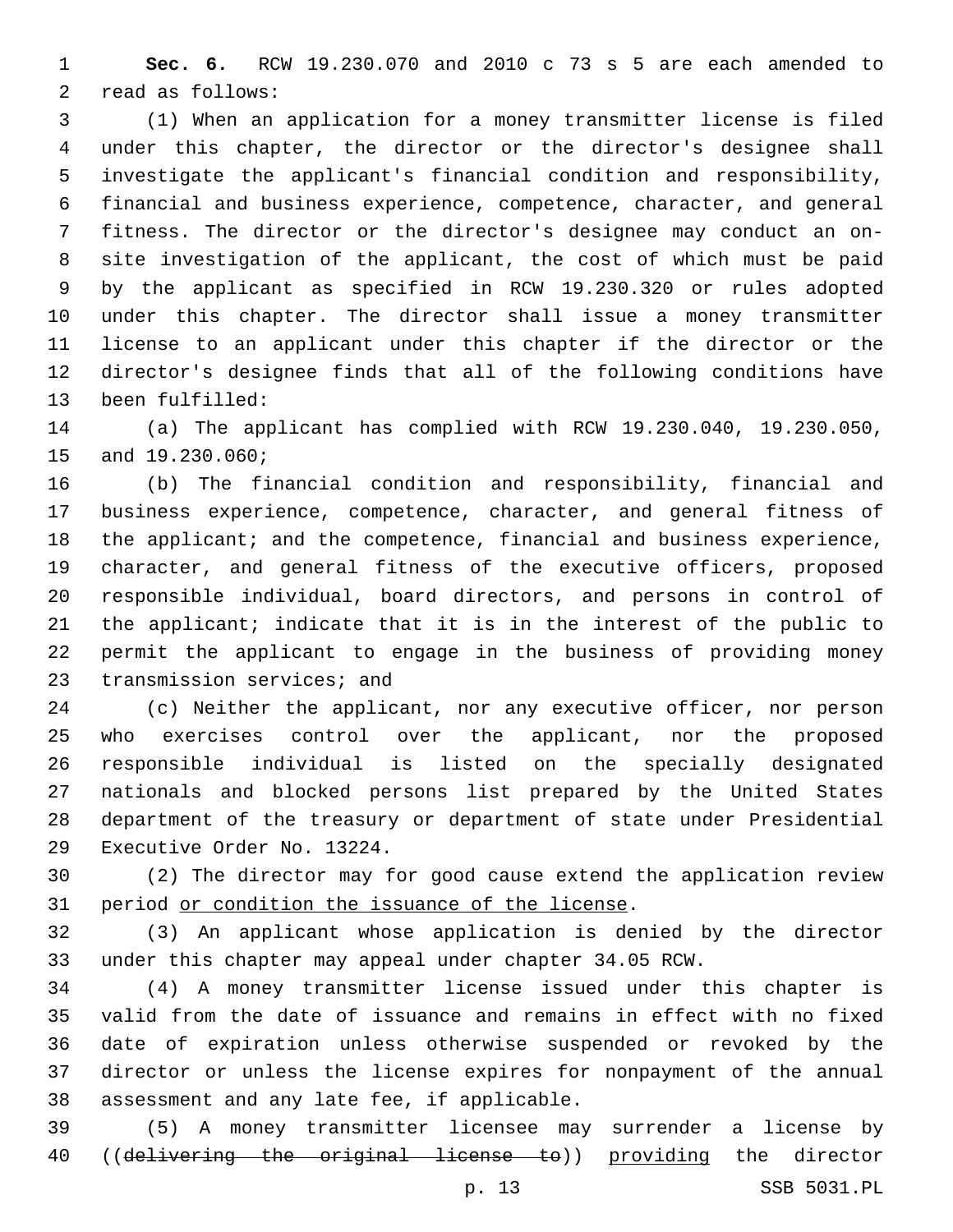**Sec. 6.** RCW 19.230.070 and 2010 c 73 s 5 are each amended to read as follows:

(1) When an application for a money transmitter license is filed under this chapter, the director or the director's designee shall investigate the applicant's financial condition and responsibility, financial and business experience, competence, character, and general fitness. The director or the director's designee may conduct an on-site investigation of the applicant, the cost of which must be paid by the applicant as specified in RCW 19.230.320 or rules adopted under this chapter. The director shall issue a money transmitter license to an applicant under this chapter if the director or the director's designee finds that all of the following conditions have been fulfilled:

(a) The applicant has complied with RCW 19.230.040, 19.230.050, and 19.230.060;

(b) The financial condition and responsibility, financial and business experience, competence, character, and general fitness of the applicant; and the competence, financial and business experience, character, and general fitness of the executive officers, proposed responsible individual, board directors, and persons in control of the applicant; indicate that it is in the interest of the public to permit the applicant to engage in the business of providing money transmission services; and

(c) Neither the applicant, nor any executive officer, nor person who exercises control over the applicant, nor the proposed responsible individual is listed on the specially designated nationals and blocked persons list prepared by the United States department of the treasury or department of state under Presidential Executive Order No. 13224.

(2) The director may for good cause extend the application review period <u>or condition the issuance of the license</u>.

(3) An applicant whose application is denied by the director under this chapter may appeal under chapter 34.05 RCW.

(4) A money transmitter license issued under this chapter is valid from the date of issuance and remains in effect with no fixed date of expiration unless otherwise suspended or revoked by the director or unless the license expires for nonpayment of the annual assessment and any late fee, if applicable.

(5) A money transmitter licensee may surrender a license by ((~~delivering the original license to~~)) <u>providing</u> the director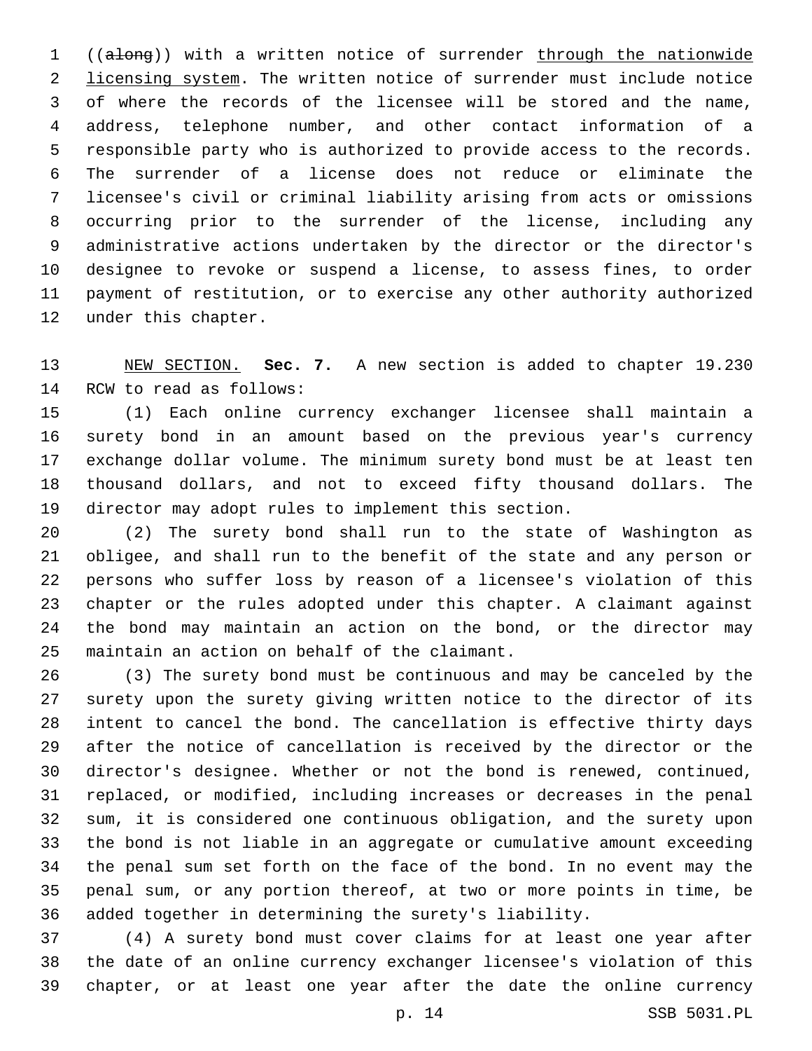((~~along~~)) with a written notice of surrender <u>through the nationwide licensing system</u>. The written notice of surrender must include notice of where the records of the licensee will be stored and the name, address, telephone number, and other contact information of a responsible party who is authorized to provide access to the records. The surrender of a license does not reduce or eliminate the licensee's civil or criminal liability arising from acts or omissions occurring prior to the surrender of the license, including any administrative actions undertaken by the director or the director's designee to revoke or suspend a license, to assess fines, to order payment of restitution, or to exercise any other authority authorized under this chapter.

<u>NEW SECTION.</u> **Sec. 7.** A new section is added to chapter 19.230 RCW to read as follows:

(1) Each online currency exchanger licensee shall maintain a surety bond in an amount based on the previous year's currency exchange dollar volume. The minimum surety bond must be at least ten thousand dollars, and not to exceed fifty thousand dollars. The director may adopt rules to implement this section.

(2) The surety bond shall run to the state of Washington as obligee, and shall run to the benefit of the state and any person or persons who suffer loss by reason of a licensee's violation of this chapter or the rules adopted under this chapter. A claimant against the bond may maintain an action on the bond, or the director may maintain an action on behalf of the claimant.

(3) The surety bond must be continuous and may be canceled by the surety upon the surety giving written notice to the director of its intent to cancel the bond. The cancellation is effective thirty days after the notice of cancellation is received by the director or the director's designee. Whether or not the bond is renewed, continued, replaced, or modified, including increases or decreases in the penal sum, it is considered one continuous obligation, and the surety upon the bond is not liable in an aggregate or cumulative amount exceeding the penal sum set forth on the face of the bond. In no event may the penal sum, or any portion thereof, at two or more points in time, be added together in determining the surety's liability.

(4) A surety bond must cover claims for at least one year after the date of an online currency exchanger licensee's violation of this chapter, or at least one year after the date the online currency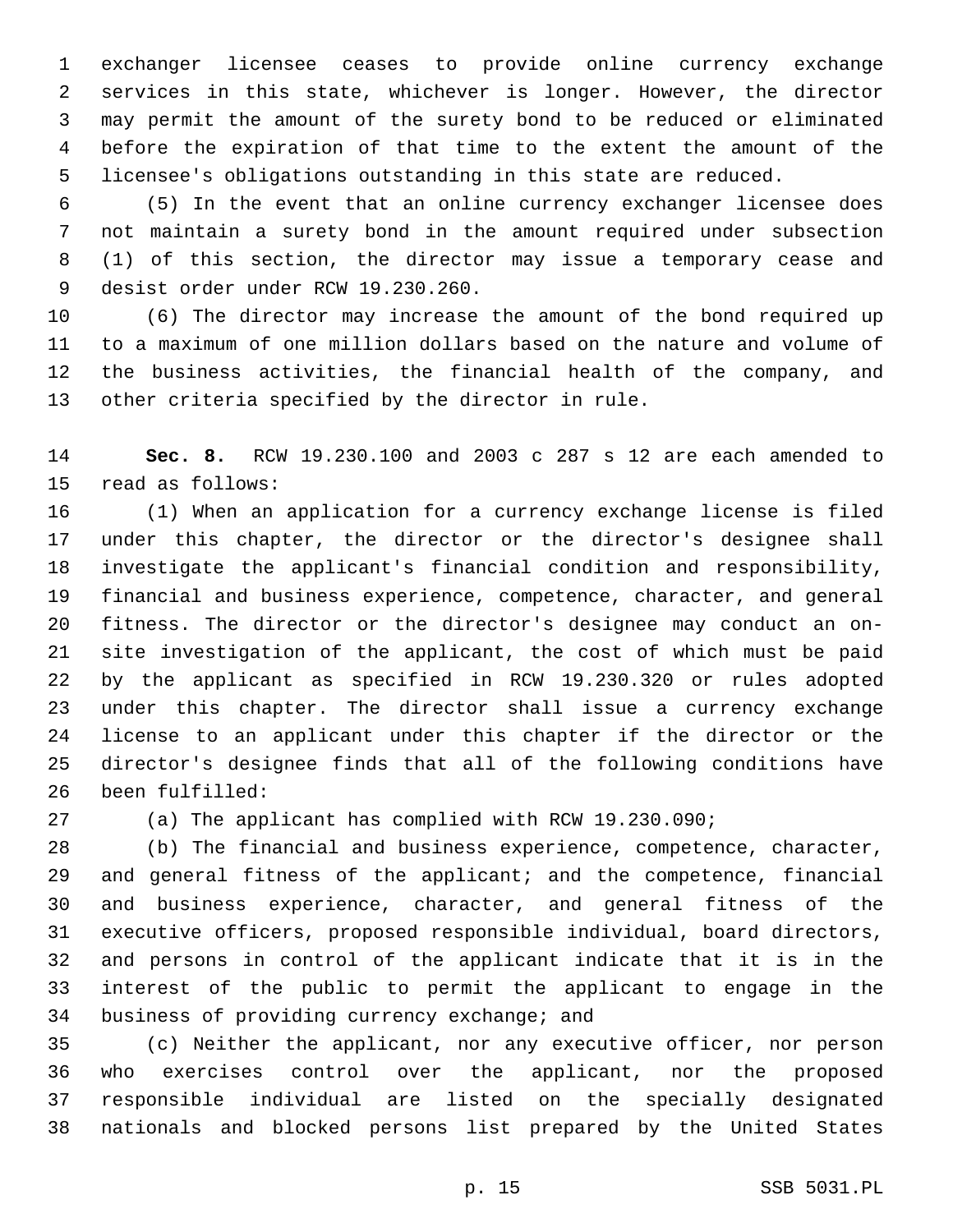exchanger licensee ceases to provide online currency exchange services in this state, whichever is longer. However, the director may permit the amount of the surety bond to be reduced or eliminated before the expiration of that time to the extent the amount of the licensee's obligations outstanding in this state are reduced.

(5) In the event that an online currency exchanger licensee does not maintain a surety bond in the amount required under subsection (1) of this section, the director may issue a temporary cease and desist order under RCW 19.230.260.

(6) The director may increase the amount of the bond required up to a maximum of one million dollars based on the nature and volume of the business activities, the financial health of the company, and other criteria specified by the director in rule.

**Sec. 8.** RCW 19.230.100 and 2003 c 287 s 12 are each amended to read as follows:

(1) When an application for a currency exchange license is filed under this chapter, the director or the director's designee shall investigate the applicant's financial condition and responsibility, financial and business experience, competence, character, and general fitness. The director or the director's designee may conduct an on-site investigation of the applicant, the cost of which must be paid by the applicant as specified in RCW 19.230.320 or rules adopted under this chapter. The director shall issue a currency exchange license to an applicant under this chapter if the director or the director's designee finds that all of the following conditions have been fulfilled:

(a) The applicant has complied with RCW 19.230.090;

(b) The financial and business experience, competence, character, and general fitness of the applicant; and the competence, financial and business experience, character, and general fitness of the executive officers, proposed responsible individual, board directors, and persons in control of the applicant indicate that it is in the interest of the public to permit the applicant to engage in the business of providing currency exchange; and

(c) Neither the applicant, nor any executive officer, nor person who exercises control over the applicant, nor the proposed responsible individual are listed on the specially designated nationals and blocked persons list prepared by the United States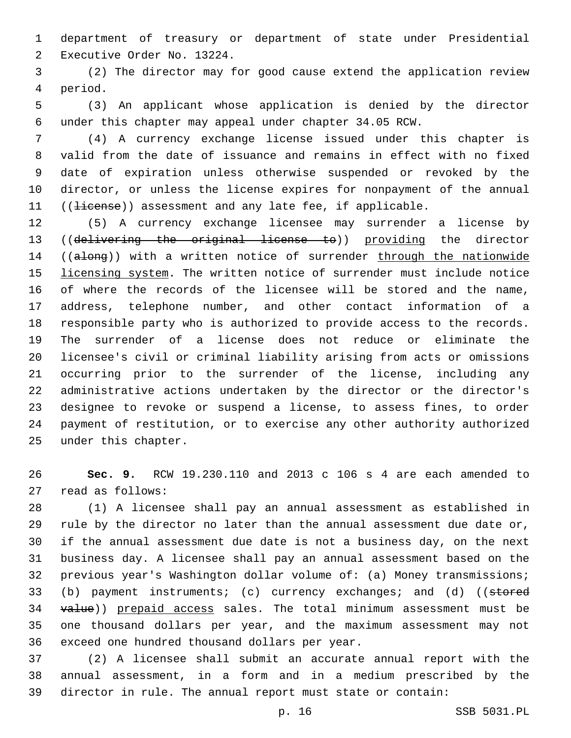department of treasury or department of state under Presidential Executive Order No. 13224.

(2) The director may for good cause extend the application review period.

(3) An applicant whose application is denied by the director under this chapter may appeal under chapter 34.05 RCW.

(4) A currency exchange license issued under this chapter is valid from the date of issuance and remains in effect with no fixed date of expiration unless otherwise suspended or revoked by the director, or unless the license expires for nonpayment of the annual ((~~license~~)) assessment and any late fee, if applicable.

(5) A currency exchange licensee may surrender a license by ((~~delivering the original license to~~)) providing the director ((~~along~~)) with a written notice of surrender through the nationwide licensing system. The written notice of surrender must include notice of where the records of the licensee will be stored and the name, address, telephone number, and other contact information of a responsible party who is authorized to provide access to the records. The surrender of a license does not reduce or eliminate the licensee's civil or criminal liability arising from acts or omissions occurring prior to the surrender of the license, including any administrative actions undertaken by the director or the director's designee to revoke or suspend a license, to assess fines, to order payment of restitution, or to exercise any other authority authorized under this chapter.

**Sec. 9.** RCW 19.230.110 and 2013 c 106 s 4 are each amended to read as follows:

(1) A licensee shall pay an annual assessment as established in rule by the director no later than the annual assessment due date or, if the annual assessment due date is not a business day, on the next business day. A licensee shall pay an annual assessment based on the previous year's Washington dollar volume of: (a) Money transmissions; (b) payment instruments; (c) currency exchanges; and (d) ((~~stored value~~)) prepaid access sales. The total minimum assessment must be one thousand dollars per year, and the maximum assessment may not exceed one hundred thousand dollars per year.

(2) A licensee shall submit an accurate annual report with the annual assessment, in a form and in a medium prescribed by the director in rule. The annual report must state or contain: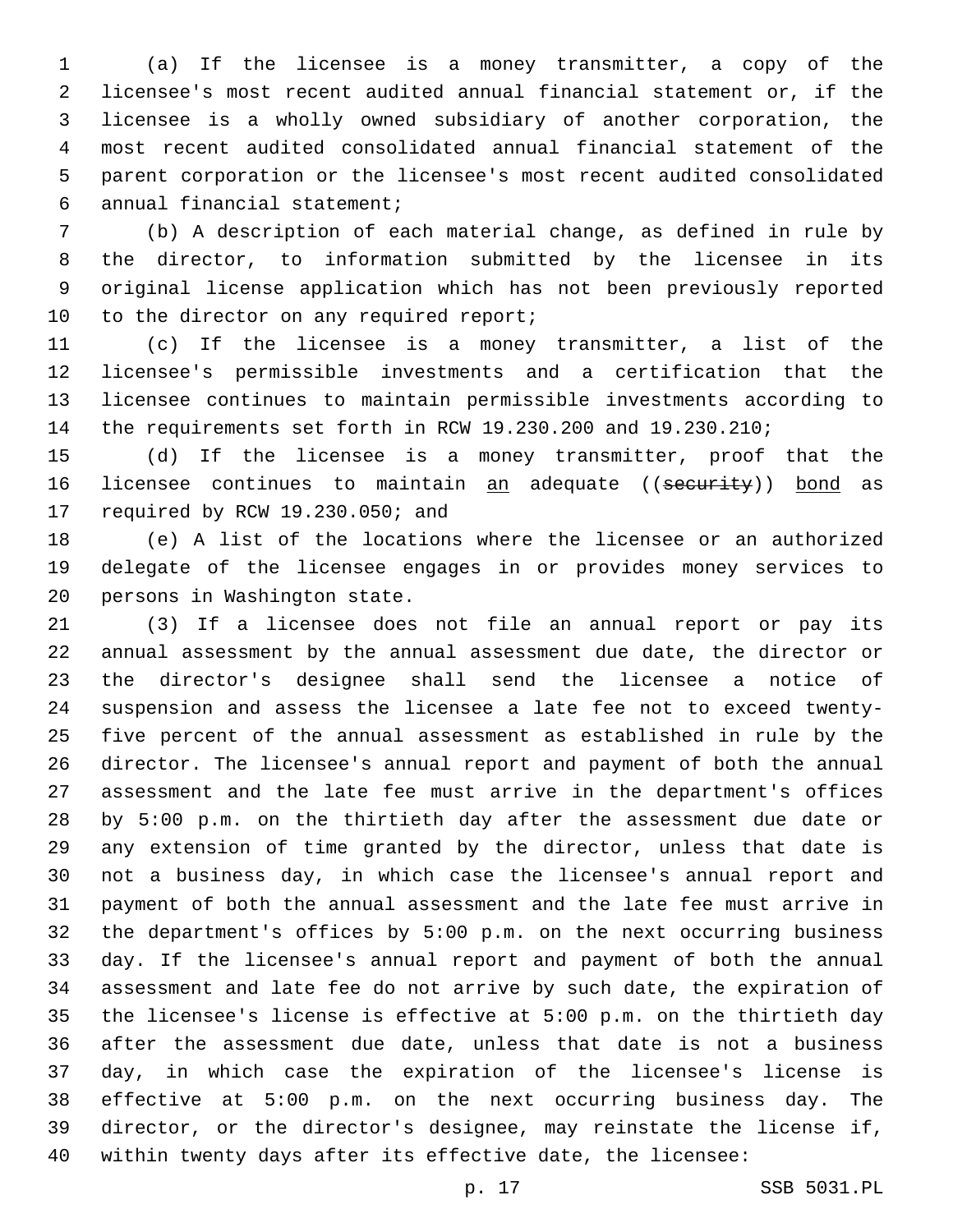(a) If the licensee is a money transmitter, a copy of the licensee's most recent audited annual financial statement or, if the licensee is a wholly owned subsidiary of another corporation, the most recent audited consolidated annual financial statement of the parent corporation or the licensee's most recent audited consolidated annual financial statement;

(b) A description of each material change, as defined in rule by the director, to information submitted by the licensee in its original license application which has not been previously reported to the director on any required report;

(c) If the licensee is a money transmitter, a list of the licensee's permissible investments and a certification that the licensee continues to maintain permissible investments according to the requirements set forth in RCW 19.230.200 and 19.230.210;

(d) If the licensee is a money transmitter, proof that the licensee continues to maintain <u>an</u> adequate ((~~security~~)) <u>bond</u> as required by RCW 19.230.050; and

(e) A list of the locations where the licensee or an authorized delegate of the licensee engages in or provides money services to persons in Washington state.

(3) If a licensee does not file an annual report or pay its annual assessment by the annual assessment due date, the director or the director's designee shall send the licensee a notice of suspension and assess the licensee a late fee not to exceed twenty-five percent of the annual assessment as established in rule by the director. The licensee's annual report and payment of both the annual assessment and the late fee must arrive in the department's offices by 5:00 p.m. on the thirtieth day after the assessment due date or any extension of time granted by the director, unless that date is not a business day, in which case the licensee's annual report and payment of both the annual assessment and the late fee must arrive in the department's offices by 5:00 p.m. on the next occurring business day. If the licensee's annual report and payment of both the annual assessment and late fee do not arrive by such date, the expiration of the licensee's license is effective at 5:00 p.m. on the thirtieth day after the assessment due date, unless that date is not a business day, in which case the expiration of the licensee's license is effective at 5:00 p.m. on the next occurring business day. The director, or the director's designee, may reinstate the license if, within twenty days after its effective date, the licensee: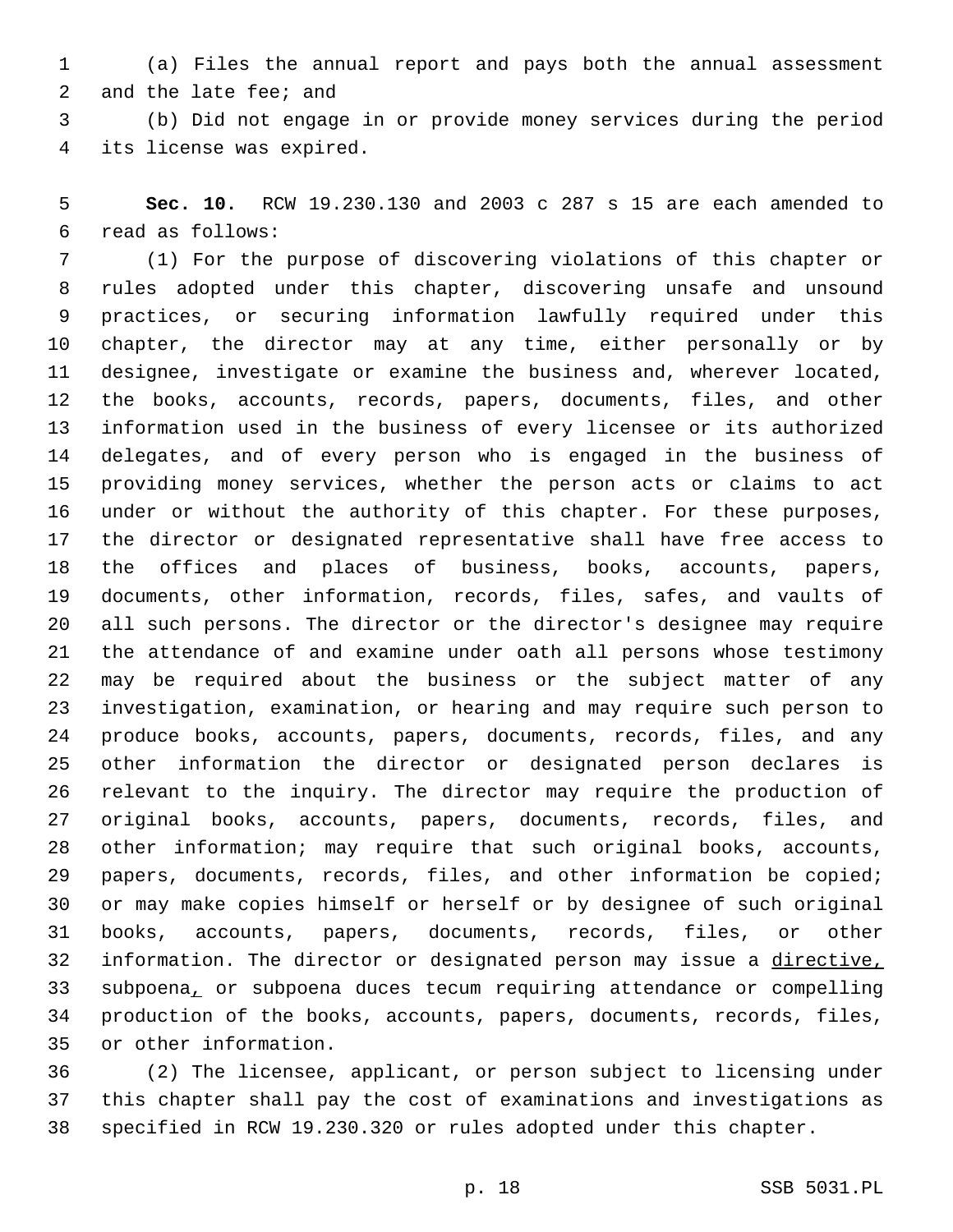(a) Files the annual report and pays both the annual assessment and the late fee; and

(b) Did not engage in or provide money services during the period its license was expired.

**Sec. 10.** RCW 19.230.130 and 2003 c 287 s 15 are each amended to read as follows:

(1) For the purpose of discovering violations of this chapter or rules adopted under this chapter, discovering unsafe and unsound practices, or securing information lawfully required under this chapter, the director may at any time, either personally or by designee, investigate or examine the business and, wherever located, the books, accounts, records, papers, documents, files, and other information used in the business of every licensee or its authorized delegates, and of every person who is engaged in the business of providing money services, whether the person acts or claims to act under or without the authority of this chapter. For these purposes, the director or designated representative shall have free access to the offices and places of business, books, accounts, papers, documents, other information, records, files, safes, and vaults of all such persons. The director or the director's designee may require the attendance of and examine under oath all persons whose testimony may be required about the business or the subject matter of any investigation, examination, or hearing and may require such person to produce books, accounts, papers, documents, records, files, and any other information the director or designated person declares is relevant to the inquiry. The director may require the production of original books, accounts, papers, documents, records, files, and other information; may require that such original books, accounts, papers, documents, records, files, and other information be copied; or may make copies himself or herself or by designee of such original books, accounts, papers, documents, records, files, or other information. The director or designated person may issue a directive, subpoena, or subpoena duces tecum requiring attendance or compelling production of the books, accounts, papers, documents, records, files, or other information.

(2) The licensee, applicant, or person subject to licensing under this chapter shall pay the cost of examinations and investigations as specified in RCW 19.230.320 or rules adopted under this chapter.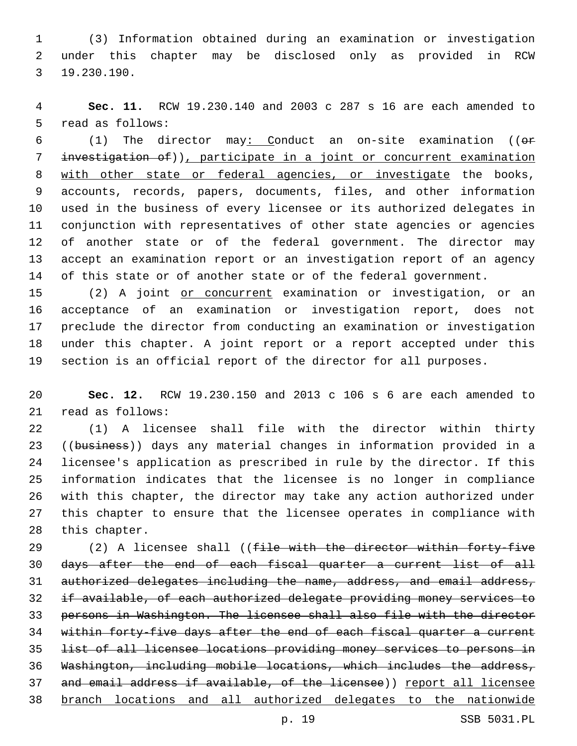(3) Information obtained during an examination or investigation under this chapter may be disclosed only as provided in RCW 19.230.190.

**Sec. 11.** RCW 19.230.140 and 2003 c 287 s 16 are each amended to read as follows:

(1) The director may: Conduct an on-site examination ((~~or investigation of~~)), participate in a joint or concurrent examination with other state or federal agencies, or investigate the books, accounts, records, papers, documents, files, and other information used in the business of every licensee or its authorized delegates in conjunction with representatives of other state agencies or agencies of another state or of the federal government. The director may accept an examination report or an investigation report of an agency of this state or of another state or of the federal government.

(2) A joint or concurrent examination or investigation, or an acceptance of an examination or investigation report, does not preclude the director from conducting an examination or investigation under this chapter. A joint report or a report accepted under this section is an official report of the director for all purposes.

**Sec. 12.** RCW 19.230.150 and 2013 c 106 s 6 are each amended to read as follows:

(1) A licensee shall file with the director within thirty ((~~business~~)) days any material changes in information provided in a licensee's application as prescribed in rule by the director. If this information indicates that the licensee is no longer in compliance with this chapter, the director may take any action authorized under this chapter to ensure that the licensee operates in compliance with this chapter.

(2) A licensee shall ((~~file with the director within forty-five days after the end of each fiscal quarter a current list of all authorized delegates including the name, address, and email address, if available, of each authorized delegate providing money services to persons in Washington. The licensee shall also file with the director within forty-five days after the end of each fiscal quarter a current list of all licensee locations providing money services to persons in Washington, including mobile locations, which includes the address, and email address if available, of the licensee~~)) report all licensee branch locations and all authorized delegates to the nationwide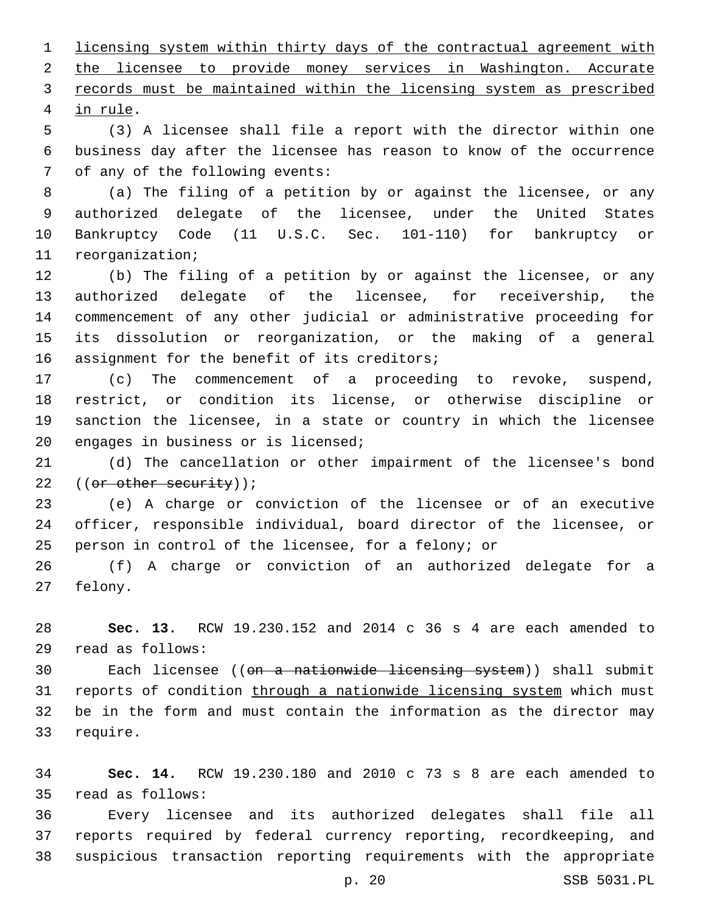licensing system within thirty days of the contractual agreement with the licensee to provide money services in Washington. Accurate records must be maintained within the licensing system as prescribed in rule.

(3) A licensee shall file a report with the director within one business day after the licensee has reason to know of the occurrence of any of the following events:

(a) The filing of a petition by or against the licensee, or any authorized delegate of the licensee, under the United States Bankruptcy Code (11 U.S.C. Sec. 101-110) for bankruptcy or reorganization;

(b) The filing of a petition by or against the licensee, or any authorized delegate of the licensee, for receivership, the commencement of any other judicial or administrative proceeding for its dissolution or reorganization, or the making of a general assignment for the benefit of its creditors;

(c) The commencement of a proceeding to revoke, suspend, restrict, or condition its license, or otherwise discipline or sanction the licensee, in a state or country in which the licensee engages in business or is licensed;

(d) The cancellation or other impairment of the licensee's bond ((~~or other security~~));

(e) A charge or conviction of the licensee or of an executive officer, responsible individual, board director of the licensee, or person in control of the licensee, for a felony; or

(f) A charge or conviction of an authorized delegate for a felony.

**Sec. 13.** RCW 19.230.152 and 2014 c 36 s 4 are each amended to read as follows:

Each licensee ((~~on a nationwide licensing system~~)) shall submit reports of condition through a nationwide licensing system which must be in the form and must contain the information as the director may require.

**Sec. 14.** RCW 19.230.180 and 2010 c 73 s 8 are each amended to read as follows:

Every licensee and its authorized delegates shall file all reports required by federal currency reporting, recordkeeping, and suspicious transaction reporting requirements with the appropriate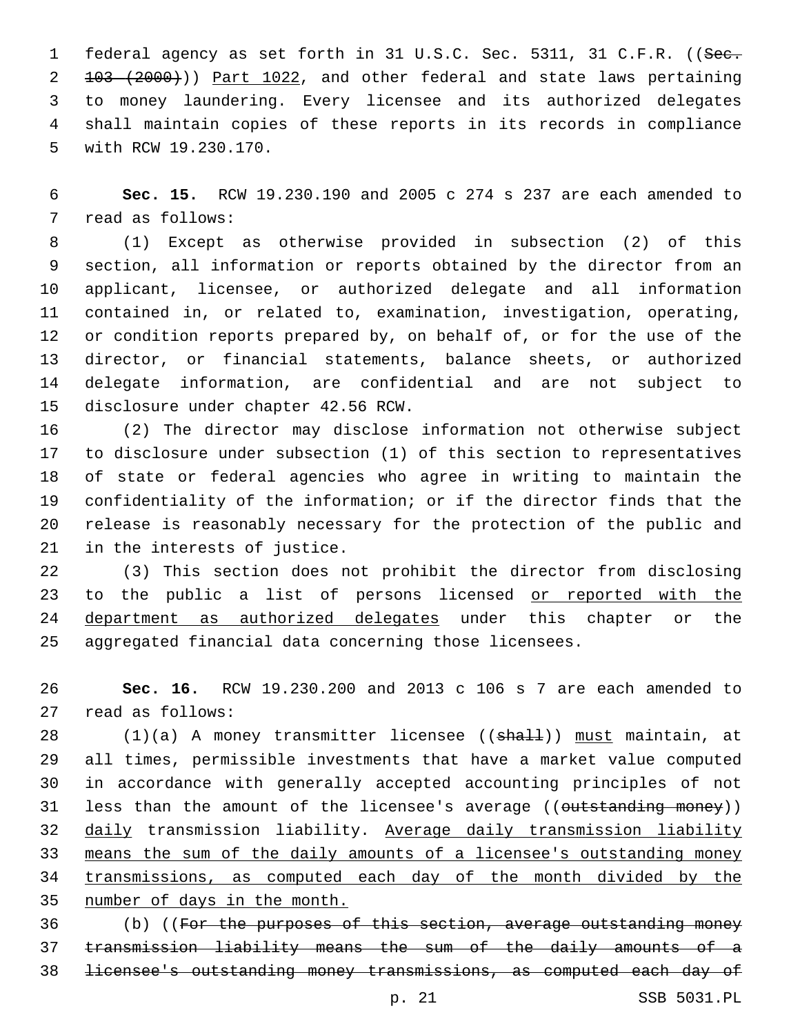federal agency as set forth in 31 U.S.C. Sec. 5311, 31 C.F.R. ((~~Sec. 103 (2000)~~)) <u>Part 1022</u>, and other federal and state laws pertaining to money laundering. Every licensee and its authorized delegates shall maintain copies of these reports in its records in compliance with RCW 19.230.170.

**Sec. 15.** RCW 19.230.190 and 2005 c 274 s 237 are each amended to read as follows:

(1) Except as otherwise provided in subsection (2) of this section, all information or reports obtained by the director from an applicant, licensee, or authorized delegate and all information contained in, or related to, examination, investigation, operating, or condition reports prepared by, on behalf of, or for the use of the director, or financial statements, balance sheets, or authorized delegate information, are confidential and are not subject to disclosure under chapter 42.56 RCW.

(2) The director may disclose information not otherwise subject to disclosure under subsection (1) of this section to representatives of state or federal agencies who agree in writing to maintain the confidentiality of the information; or if the director finds that the release is reasonably necessary for the protection of the public and in the interests of justice.

(3) This section does not prohibit the director from disclosing to the public a list of persons licensed <u>or reported with the department as authorized delegates</u> under this chapter or the aggregated financial data concerning those licensees.

**Sec. 16.** RCW 19.230.200 and 2013 c 106 s 7 are each amended to read as follows:

(1)(a) A money transmitter licensee ((~~shall~~)) <u>must</u> maintain, at all times, permissible investments that have a market value computed in accordance with generally accepted accounting principles of not less than the amount of the licensee's average ((~~outstanding money~~)) <u>daily</u> transmission liability. <u>Average daily transmission liability means the sum of the daily amounts of a licensee's outstanding money transmissions, as computed each day of the month divided by the number of days in the month.</u>

(b) ((~~For the purposes of this section, average outstanding money transmission liability means the sum of the daily amounts of a licensee's outstanding money transmissions, as computed each day of~~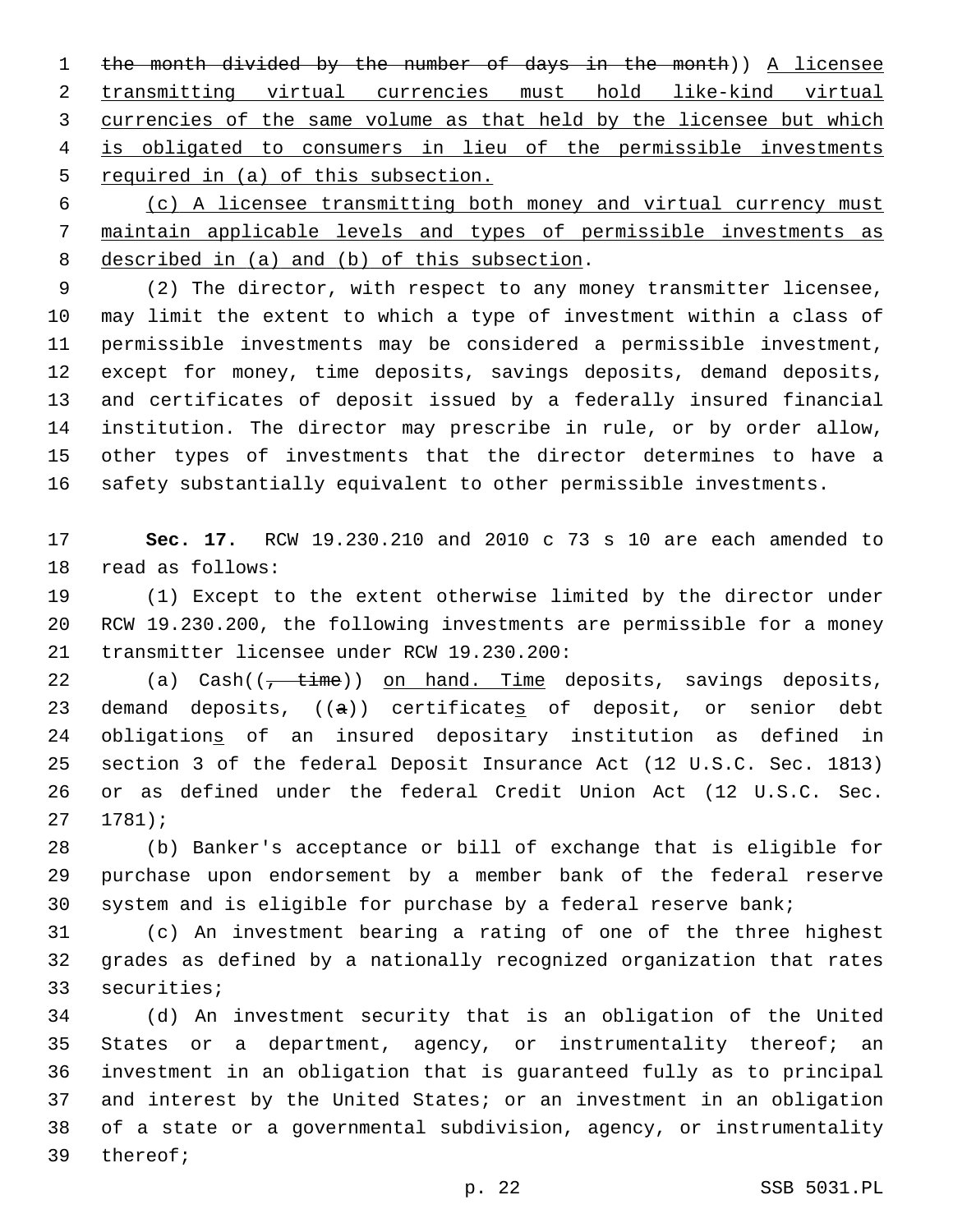the month divided by the number of days in the month)) A licensee transmitting virtual currencies must hold like-kind virtual currencies of the same volume as that held by the licensee but which is obligated to consumers in lieu of the permissible investments required in (a) of this subsection.

(c) A licensee transmitting both money and virtual currency must maintain applicable levels and types of permissible investments as described in (a) and (b) of this subsection.

(2) The director, with respect to any money transmitter licensee, may limit the extent to which a type of investment within a class of permissible investments may be considered a permissible investment, except for money, time deposits, savings deposits, demand deposits, and certificates of deposit issued by a federally insured financial institution. The director may prescribe in rule, or by order allow, other types of investments that the director determines to have a safety substantially equivalent to other permissible investments.

**Sec. 17.** RCW 19.230.210 and 2010 c 73 s 10 are each amended to read as follows:

(1) Except to the extent otherwise limited by the director under RCW 19.230.200, the following investments are permissible for a money transmitter licensee under RCW 19.230.200:

(a) Cash((, time)) on hand. Time deposits, savings deposits, demand deposits, ((a)) certificates of deposit, or senior debt obligations of an insured depository institution as defined in section 3 of the federal Deposit Insurance Act (12 U.S.C. Sec. 1813) or as defined under the federal Credit Union Act (12 U.S.C. Sec. 1781);

(b) Banker's acceptance or bill of exchange that is eligible for purchase upon endorsement by a member bank of the federal reserve system and is eligible for purchase by a federal reserve bank;

(c) An investment bearing a rating of one of the three highest grades as defined by a nationally recognized organization that rates securities;

(d) An investment security that is an obligation of the United States or a department, agency, or instrumentality thereof; an investment in an obligation that is guaranteed fully as to principal and interest by the United States; or an investment in an obligation of a state or a governmental subdivision, agency, or instrumentality thereof;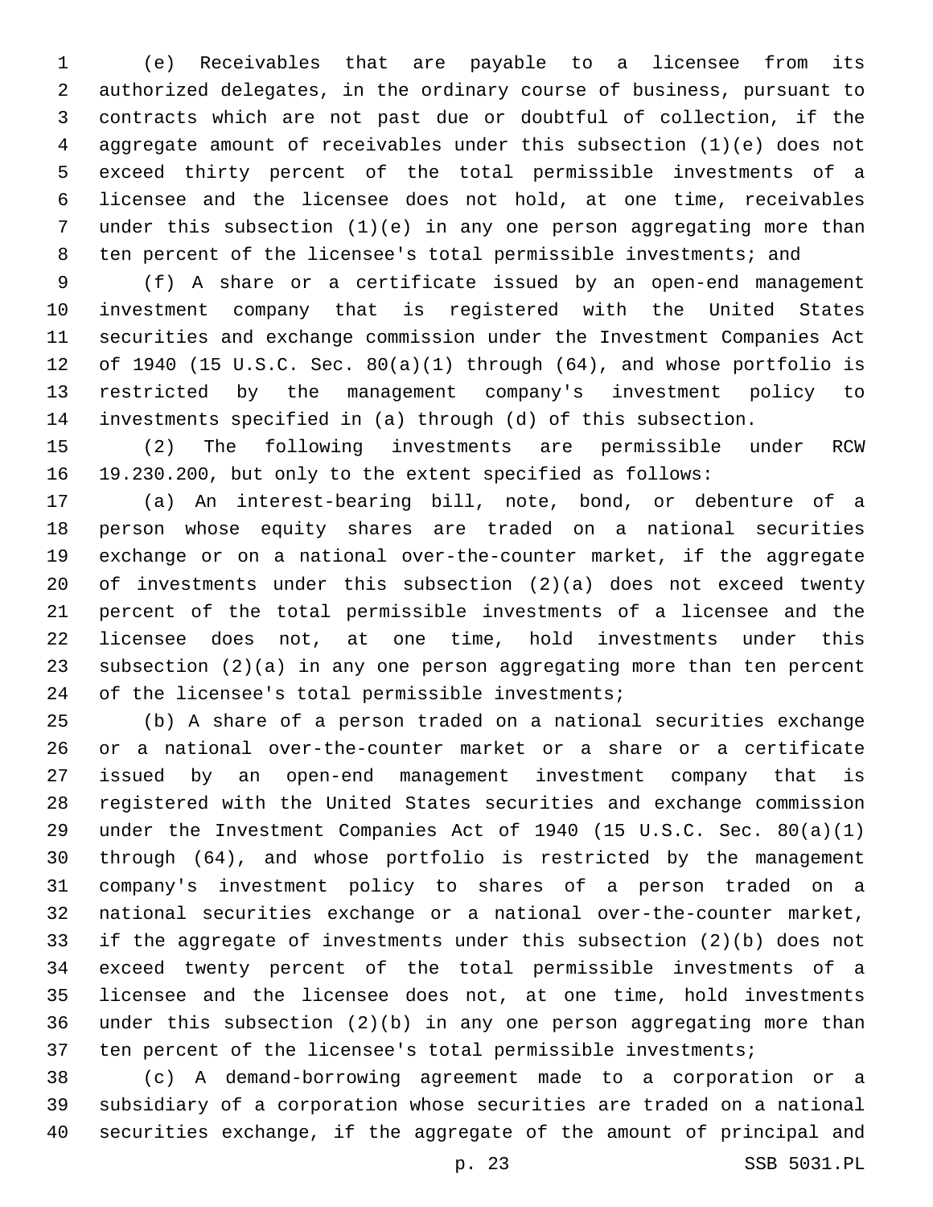(e) Receivables that are payable to a licensee from its authorized delegates, in the ordinary course of business, pursuant to contracts which are not past due or doubtful of collection, if the aggregate amount of receivables under this subsection (1)(e) does not exceed thirty percent of the total permissible investments of a licensee and the licensee does not hold, at one time, receivables under this subsection (1)(e) in any one person aggregating more than ten percent of the licensee's total permissible investments; and

(f) A share or a certificate issued by an open-end management investment company that is registered with the United States securities and exchange commission under the Investment Companies Act of 1940 (15 U.S.C. Sec. 80(a)(1) through (64), and whose portfolio is restricted by the management company's investment policy to investments specified in (a) through (d) of this subsection.

(2) The following investments are permissible under RCW 19.230.200, but only to the extent specified as follows:

(a) An interest-bearing bill, note, bond, or debenture of a person whose equity shares are traded on a national securities exchange or on a national over-the-counter market, if the aggregate of investments under this subsection (2)(a) does not exceed twenty percent of the total permissible investments of a licensee and the licensee does not, at one time, hold investments under this subsection (2)(a) in any one person aggregating more than ten percent of the licensee's total permissible investments;

(b) A share of a person traded on a national securities exchange or a national over-the-counter market or a share or a certificate issued by an open-end management investment company that is registered with the United States securities and exchange commission under the Investment Companies Act of 1940 (15 U.S.C. Sec. 80(a)(1) through (64), and whose portfolio is restricted by the management company's investment policy to shares of a person traded on a national securities exchange or a national over-the-counter market, if the aggregate of investments under this subsection (2)(b) does not exceed twenty percent of the total permissible investments of a licensee and the licensee does not, at one time, hold investments under this subsection (2)(b) in any one person aggregating more than ten percent of the licensee's total permissible investments;

(c) A demand-borrowing agreement made to a corporation or a subsidiary of a corporation whose securities are traded on a national securities exchange, if the aggregate of the amount of principal and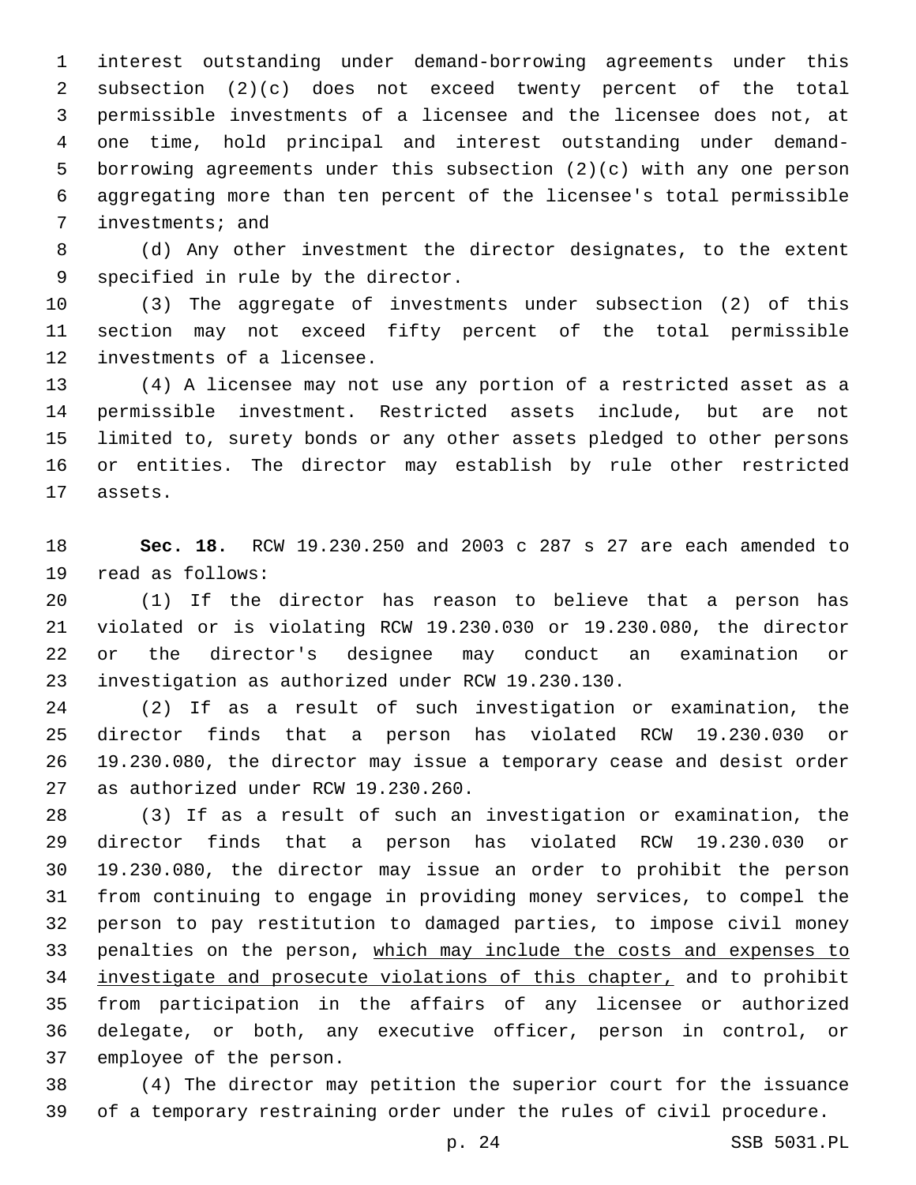interest outstanding under demand-borrowing agreements under this subsection (2)(c) does not exceed twenty percent of the total permissible investments of a licensee and the licensee does not, at one time, hold principal and interest outstanding under demand-borrowing agreements under this subsection (2)(c) with any one person aggregating more than ten percent of the licensee's total permissible investments; and

(d) Any other investment the director designates, to the extent specified in rule by the director.

(3) The aggregate of investments under subsection (2) of this section may not exceed fifty percent of the total permissible investments of a licensee.

(4) A licensee may not use any portion of a restricted asset as a permissible investment. Restricted assets include, but are not limited to, surety bonds or any other assets pledged to other persons or entities. The director may establish by rule other restricted assets.

**Sec. 18.** RCW 19.230.250 and 2003 c 287 s 27 are each amended to read as follows:

(1) If the director has reason to believe that a person has violated or is violating RCW 19.230.030 or 19.230.080, the director or the director's designee may conduct an examination or investigation as authorized under RCW 19.230.130.

(2) If as a result of such investigation or examination, the director finds that a person has violated RCW 19.230.030 or 19.230.080, the director may issue a temporary cease and desist order as authorized under RCW 19.230.260.

(3) If as a result of such an investigation or examination, the director finds that a person has violated RCW 19.230.030 or 19.230.080, the director may issue an order to prohibit the person from continuing to engage in providing money services, to compel the person to pay restitution to damaged parties, to impose civil money penalties on the person, <u>which may include the costs and expenses to investigate and prosecute violations of this chapter,</u> and to prohibit from participation in the affairs of any licensee or authorized delegate, or both, any executive officer, person in control, or employee of the person.

(4) The director may petition the superior court for the issuance of a temporary restraining order under the rules of civil procedure.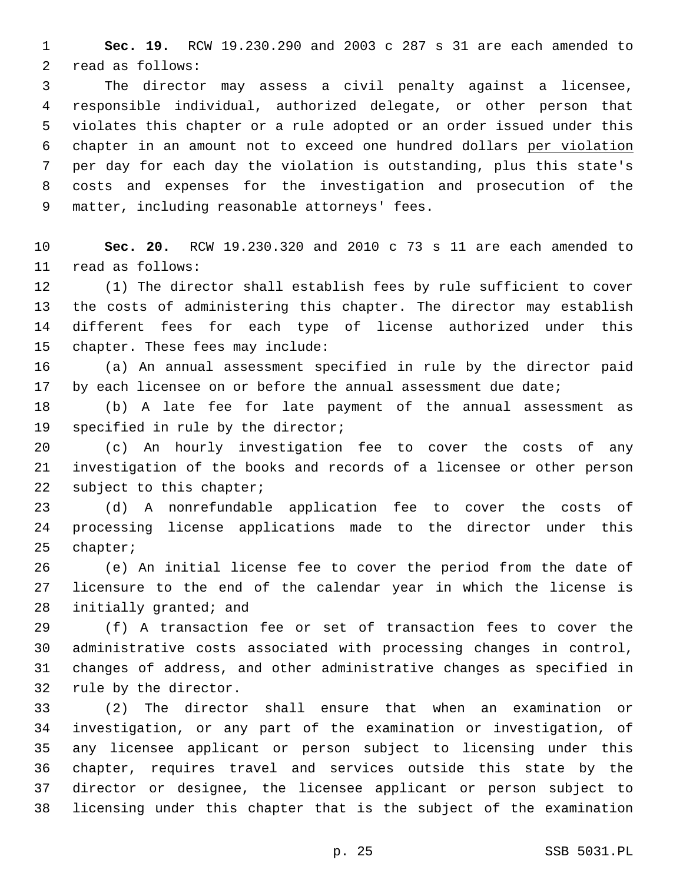**Sec. 19.** RCW 19.230.290 and 2003 c 287 s 31 are each amended to read as follows:

The director may assess a civil penalty against a licensee, responsible individual, authorized delegate, or other person that violates this chapter or a rule adopted or an order issued under this chapter in an amount not to exceed one hundred dollars <u>per violation</u> per day for each day the violation is outstanding, plus this state's costs and expenses for the investigation and prosecution of the matter, including reasonable attorneys' fees.

**Sec. 20.** RCW 19.230.320 and 2010 c 73 s 11 are each amended to read as follows:

(1) The director shall establish fees by rule sufficient to cover the costs of administering this chapter. The director may establish different fees for each type of license authorized under this chapter. These fees may include:

(a) An annual assessment specified in rule by the director paid by each licensee on or before the annual assessment due date;

(b) A late fee for late payment of the annual assessment as specified in rule by the director;

(c) An hourly investigation fee to cover the costs of any investigation of the books and records of a licensee or other person subject to this chapter;

(d) A nonrefundable application fee to cover the costs of processing license applications made to the director under this chapter;

(e) An initial license fee to cover the period from the date of licensure to the end of the calendar year in which the license is initially granted; and

(f) A transaction fee or set of transaction fees to cover the administrative costs associated with processing changes in control, changes of address, and other administrative changes as specified in rule by the director.

(2) The director shall ensure that when an examination or investigation, or any part of the examination or investigation, of any licensee applicant or person subject to licensing under this chapter, requires travel and services outside this state by the director or designee, the licensee applicant or person subject to licensing under this chapter that is the subject of the examination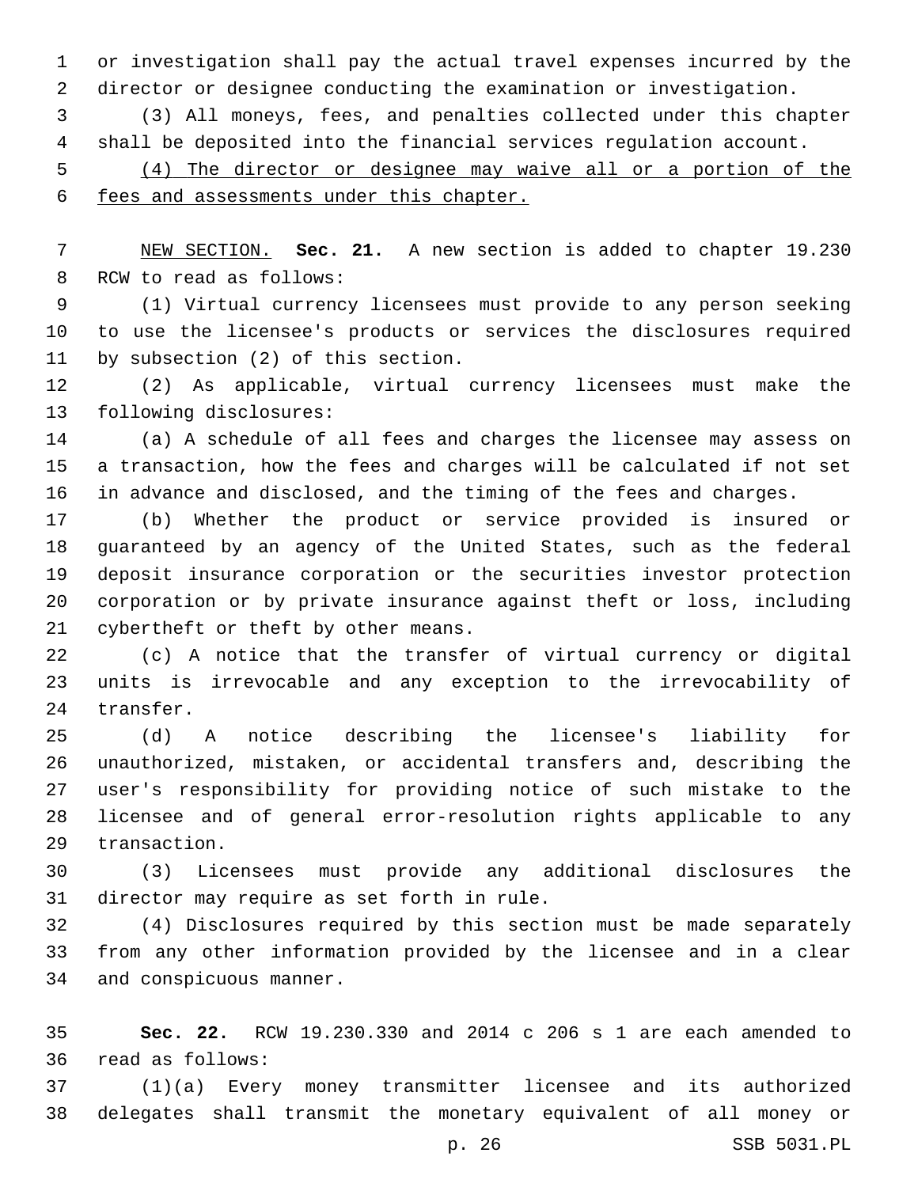or investigation shall pay the actual travel expenses incurred by the director or designee conducting the examination or investigation.

(3) All moneys, fees, and penalties collected under this chapter shall be deposited into the financial services regulation account.

(4) The director or designee may waive all or a portion of the fees and assessments under this chapter.

NEW SECTION. **Sec. 21.** A new section is added to chapter 19.230 RCW to read as follows:

(1) Virtual currency licensees must provide to any person seeking to use the licensee's products or services the disclosures required by subsection (2) of this section.

(2) As applicable, virtual currency licensees must make the following disclosures:

(a) A schedule of all fees and charges the licensee may assess on a transaction, how the fees and charges will be calculated if not set in advance and disclosed, and the timing of the fees and charges.

(b) Whether the product or service provided is insured or guaranteed by an agency of the United States, such as the federal deposit insurance corporation or the securities investor protection corporation or by private insurance against theft or loss, including cybertheft or theft by other means.

(c) A notice that the transfer of virtual currency or digital units is irrevocable and any exception to the irrevocability of transfer.

(d) A notice describing the licensee's liability for unauthorized, mistaken, or accidental transfers and, describing the user's responsibility for providing notice of such mistake to the licensee and of general error-resolution rights applicable to any transaction.

(3) Licensees must provide any additional disclosures the director may require as set forth in rule.

(4) Disclosures required by this section must be made separately from any other information provided by the licensee and in a clear and conspicuous manner.

**Sec. 22.** RCW 19.230.330 and 2014 c 206 s 1 are each amended to read as follows:

(1)(a) Every money transmitter licensee and its authorized delegates shall transmit the monetary equivalent of all money or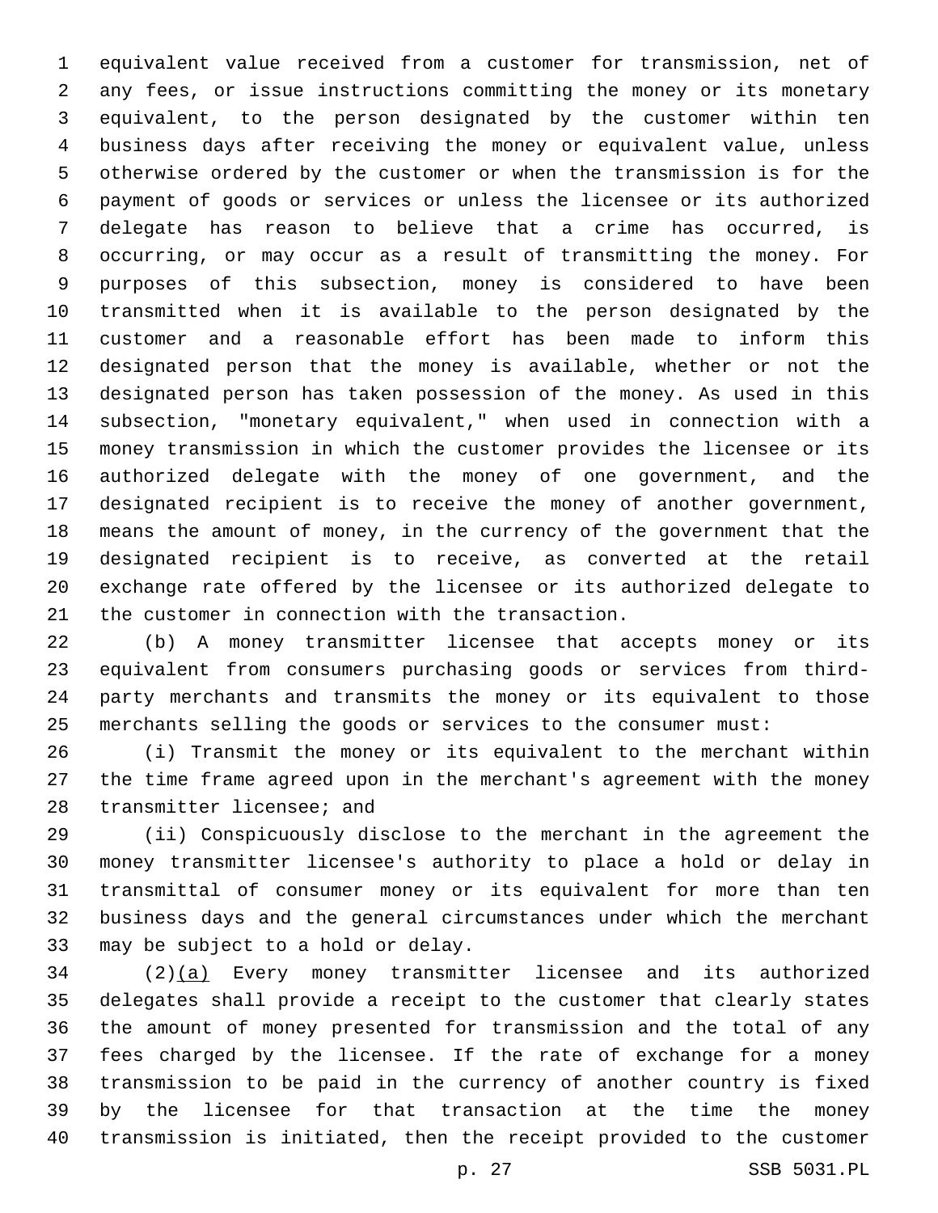equivalent value received from a customer for transmission, net of any fees, or issue instructions committing the money or its monetary equivalent, to the person designated by the customer within ten business days after receiving the money or equivalent value, unless otherwise ordered by the customer or when the transmission is for the payment of goods or services or unless the licensee or its authorized delegate has reason to believe that a crime has occurred, is occurring, or may occur as a result of transmitting the money. For purposes of this subsection, money is considered to have been transmitted when it is available to the person designated by the customer and a reasonable effort has been made to inform this designated person that the money is available, whether or not the designated person has taken possession of the money. As used in this subsection, "monetary equivalent," when used in connection with a money transmission in which the customer provides the licensee or its authorized delegate with the money of one government, and the designated recipient is to receive the money of another government, means the amount of money, in the currency of the government that the designated recipient is to receive, as converted at the retail exchange rate offered by the licensee or its authorized delegate to the customer in connection with the transaction.

(b) A money transmitter licensee that accepts money or its equivalent from consumers purchasing goods or services from third-party merchants and transmits the money or its equivalent to those merchants selling the goods or services to the consumer must:

(i) Transmit the money or its equivalent to the merchant within the time frame agreed upon in the merchant's agreement with the money transmitter licensee; and

(ii) Conspicuously disclose to the merchant in the agreement the money transmitter licensee's authority to place a hold or delay in transmittal of consumer money or its equivalent for more than ten business days and the general circumstances under which the merchant may be subject to a hold or delay.

(2)(a) Every money transmitter licensee and its authorized delegates shall provide a receipt to the customer that clearly states the amount of money presented for transmission and the total of any fees charged by the licensee. If the rate of exchange for a money transmission to be paid in the currency of another country is fixed by the licensee for that transaction at the time the money transmission is initiated, then the receipt provided to the customer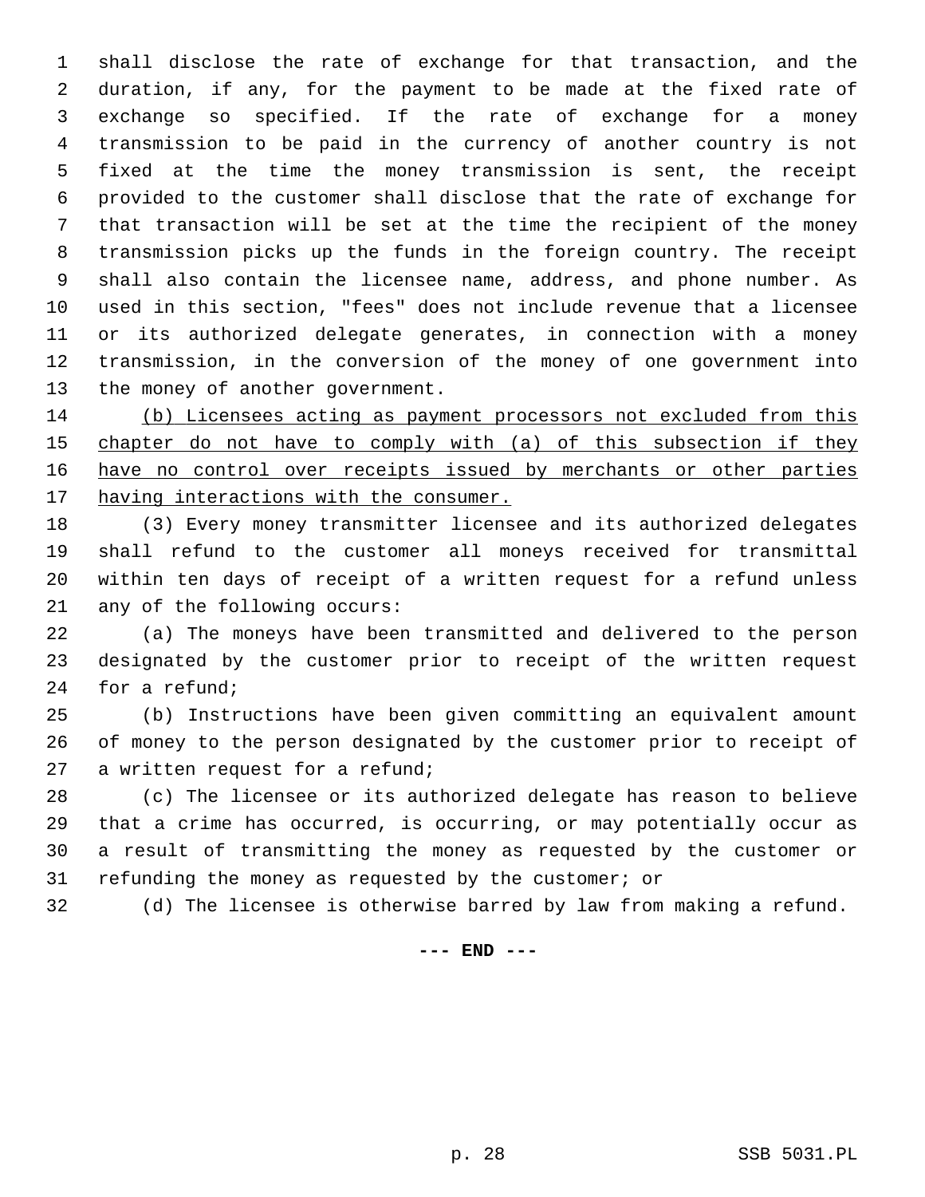shall disclose the rate of exchange for that transaction, and the duration, if any, for the payment to be made at the fixed rate of exchange so specified. If the rate of exchange for a money transmission to be paid in the currency of another country is not fixed at the time the money transmission is sent, the receipt provided to the customer shall disclose that the rate of exchange for that transaction will be set at the time the recipient of the money transmission picks up the funds in the foreign country. The receipt shall also contain the licensee name, address, and phone number. As used in this section, "fees" does not include revenue that a licensee or its authorized delegate generates, in connection with a money transmission, in the conversion of the money of one government into the money of another government.

<u>(b) Licensees acting as payment processors not excluded from this chapter do not have to comply with (a) of this subsection if they have no control over receipts issued by merchants or other parties having interactions with the consumer.</u>

(3) Every money transmitter licensee and its authorized delegates shall refund to the customer all moneys received for transmittal within ten days of receipt of a written request for a refund unless any of the following occurs:

(a) The moneys have been transmitted and delivered to the person designated by the customer prior to receipt of the written request for a refund;

(b) Instructions have been given committing an equivalent amount of money to the person designated by the customer prior to receipt of a written request for a refund;

(c) The licensee or its authorized delegate has reason to believe that a crime has occurred, is occurring, or may potentially occur as a result of transmitting the money as requested by the customer or refunding the money as requested by the customer; or

(d) The licensee is otherwise barred by law from making a refund.

**--- END ---**